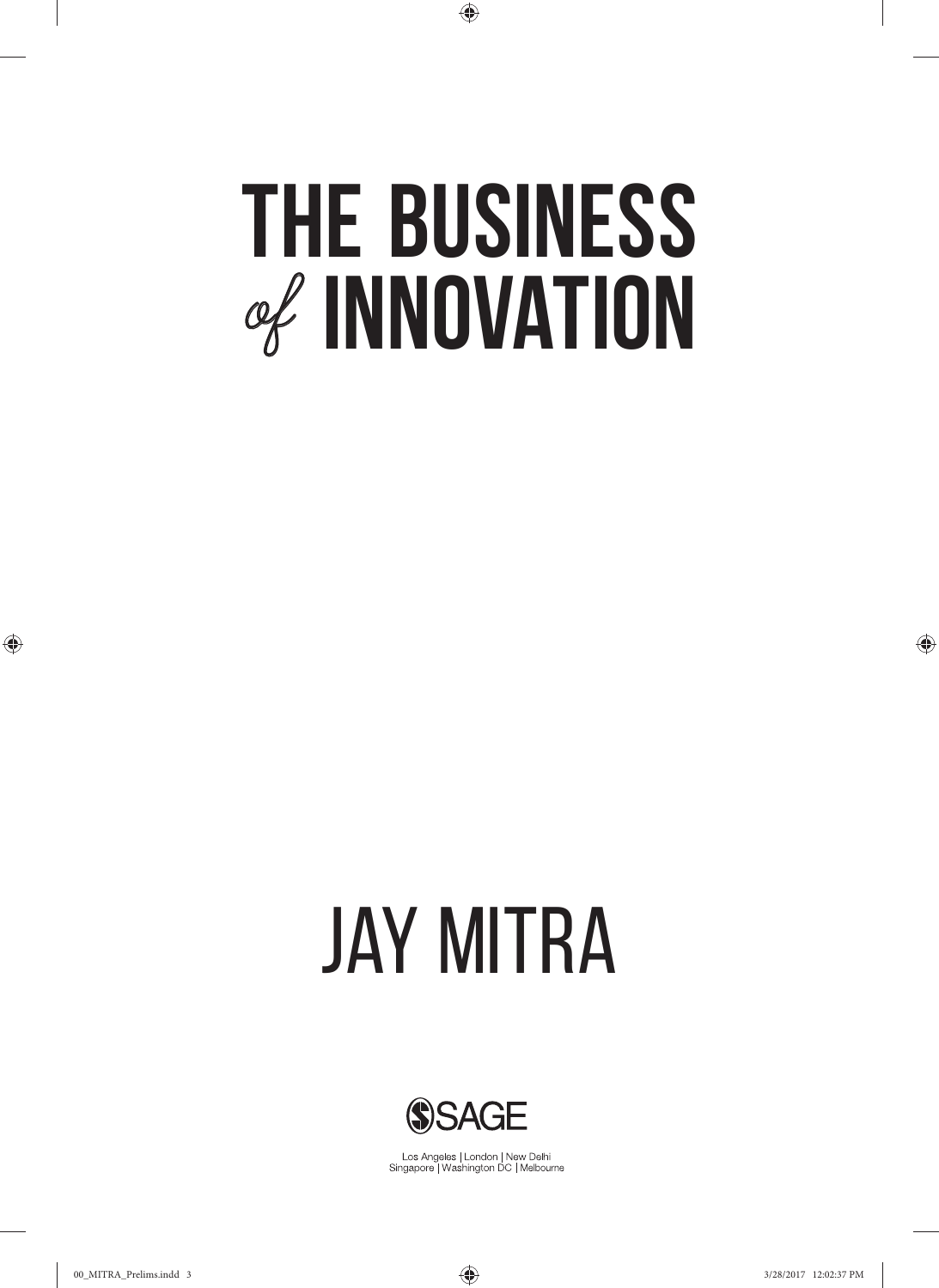# THE BUSINESS *of* INNOVATION

## JAY MITRA

SAGE

Los Angeles | London | New Delhi
Singapore | Washington DC | Melbourne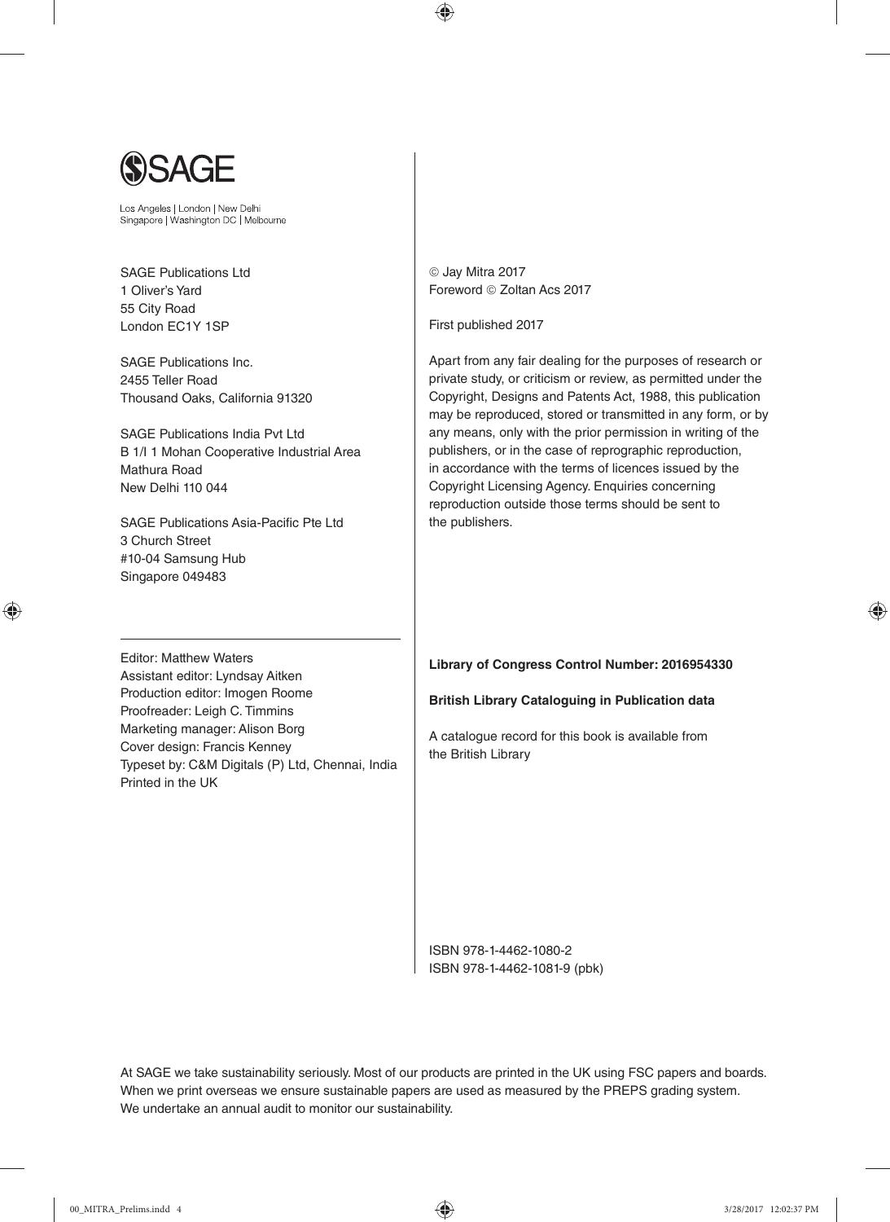SAGE

Los Angeles | London | New Delhi
Singapore | Washington DC | Melbourne

SAGE Publications Ltd
1 Oliver's Yard
55 City Road
London EC1Y 1SP

SAGE Publications Inc.
2455 Teller Road
Thousand Oaks, California 91320

SAGE Publications India Pvt Ltd
B 1/I 1 Mohan Cooperative Industrial Area
Mathura Road
New Delhi 110 044

SAGE Publications Asia-Pacific Pte Ltd
3 Church Street
#10-04 Samsung Hub
Singapore 049483

Editor: Matthew Waters
Assistant editor: Lyndsay Aitken
Production editor: Imogen Roome
Proofreader: Leigh C. Timmins
Marketing manager: Alison Borg
Cover design: Francis Kenney
Typeset by: C&M Digitals (P) Ltd, Chennai, India
Printed in the UK

© Jay Mitra 2017
Foreword © Zoltan Acs 2017

First published 2017

Apart from any fair dealing for the purposes of research or private study, or criticism or review, as permitted under the Copyright, Designs and Patents Act, 1988, this publication may be reproduced, stored or transmitted in any form, or by any means, only with the prior permission in writing of the publishers, or in the case of reprographic reproduction, in accordance with the terms of licences issued by the Copyright Licensing Agency. Enquiries concerning reproduction outside those terms should be sent to the publishers.

**Library of Congress Control Number: 2016954330**

**British Library Cataloguing in Publication data**

A catalogue record for this book is available from the British Library

ISBN 978-1-4462-1080-2
ISBN 978-1-4462-1081-9 (pbk)

At SAGE we take sustainability seriously. Most of our products are printed in the UK using FSC papers and boards. When we print overseas we ensure sustainable papers are used as measured by the PREPS grading system. We undertake an annual audit to monitor our sustainability.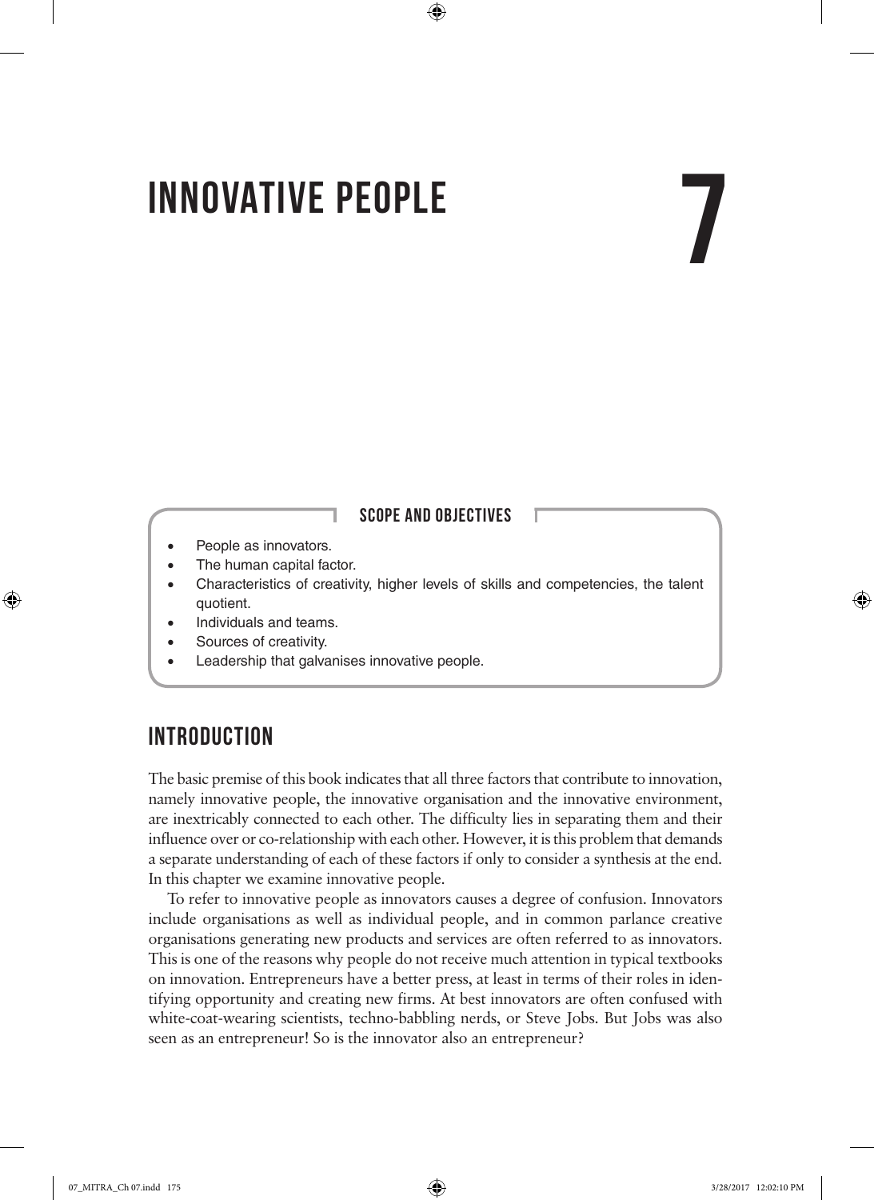# INNOVATIVE PEOPLE

# 7

**SCOPE AND OBJECTIVES**

- People as innovators.
- The human capital factor.
- Characteristics of creativity, higher levels of skills and competencies, the talent quotient.
- Individuals and teams.
- Sources of creativity.
- Leadership that galvanises innovative people.

## INTRODUCTION

The basic premise of this book indicates that all three factors that contribute to innovation, namely innovative people, the innovative organisation and the innovative environment, are inextricably connected to each other. The difficulty lies in separating them and their influence over or co-relationship with each other. However, it is this problem that demands a separate understanding of each of these factors if only to consider a synthesis at the end. In this chapter we examine innovative people.

To refer to innovative people as innovators causes a degree of confusion. Innovators include organisations as well as individual people, and in common parlance creative organisations generating new products and services are often referred to as innovators. This is one of the reasons why people do not receive much attention in typical textbooks on innovation. Entrepreneurs have a better press, at least in terms of their roles in identifying opportunity and creating new firms. At best innovators are often confused with white-coat-wearing scientists, techno-babbling nerds, or Steve Jobs. But Jobs was also seen as an entrepreneur! So is the innovator also an entrepreneur?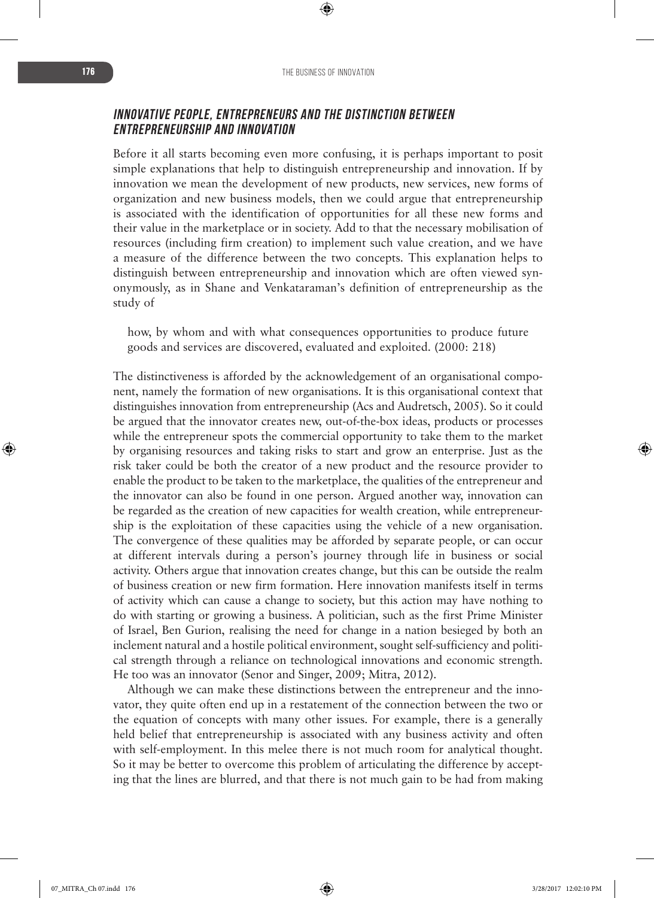### *INNOVATIVE PEOPLE, ENTREPRENEURS AND THE DISTINCTION BETWEEN ENTREPRENEURSHIP AND INNOVATION*

Before it all starts becoming even more confusing, it is perhaps important to posit simple explanations that help to distinguish entrepreneurship and innovation. If by innovation we mean the development of new products, new services, new forms of organization and new business models, then we could argue that entrepreneurship is associated with the identification of opportunities for all these new forms and their value in the marketplace or in society. Add to that the necessary mobilisation of resources (including firm creation) to implement such value creation, and we have a measure of the difference between the two concepts. This explanation helps to distinguish between entrepreneurship and innovation which are often viewed synonymously, as in Shane and Venkataraman's definition of entrepreneurship as the study of

> how, by whom and with what consequences opportunities to produce future goods and services are discovered, evaluated and exploited. (2000: 218)

The distinctiveness is afforded by the acknowledgement of an organisational component, namely the formation of new organisations. It is this organisational context that distinguishes innovation from entrepreneurship (Acs and Audretsch, 2005). So it could be argued that the innovator creates new, out-of-the-box ideas, products or processes while the entrepreneur spots the commercial opportunity to take them to the market by organising resources and taking risks to start and grow an enterprise. Just as the risk taker could be both the creator of a new product and the resource provider to enable the product to be taken to the marketplace, the qualities of the entrepreneur and the innovator can also be found in one person. Argued another way, innovation can be regarded as the creation of new capacities for wealth creation, while entrepreneurship is the exploitation of these capacities using the vehicle of a new organisation. The convergence of these qualities may be afforded by separate people, or can occur at different intervals during a person's journey through life in business or social activity. Others argue that innovation creates change, but this can be outside the realm of business creation or new firm formation. Here innovation manifests itself in terms of activity which can cause a change to society, but this action may have nothing to do with starting or growing a business. A politician, such as the first Prime Minister of Israel, Ben Gurion, realising the need for change in a nation besieged by both an inclement natural and a hostile political environment, sought self-sufficiency and political strength through a reliance on technological innovations and economic strength. He too was an innovator (Senor and Singer, 2009; Mitra, 2012).

Although we can make these distinctions between the entrepreneur and the innovator, they quite often end up in a restatement of the connection between the two or the equation of concepts with many other issues. For example, there is a generally held belief that entrepreneurship is associated with any business activity and often with self-employment. In this melee there is not much room for analytical thought. So it may be better to overcome this problem of articulating the difference by accepting that the lines are blurred, and that there is not much gain to be had from making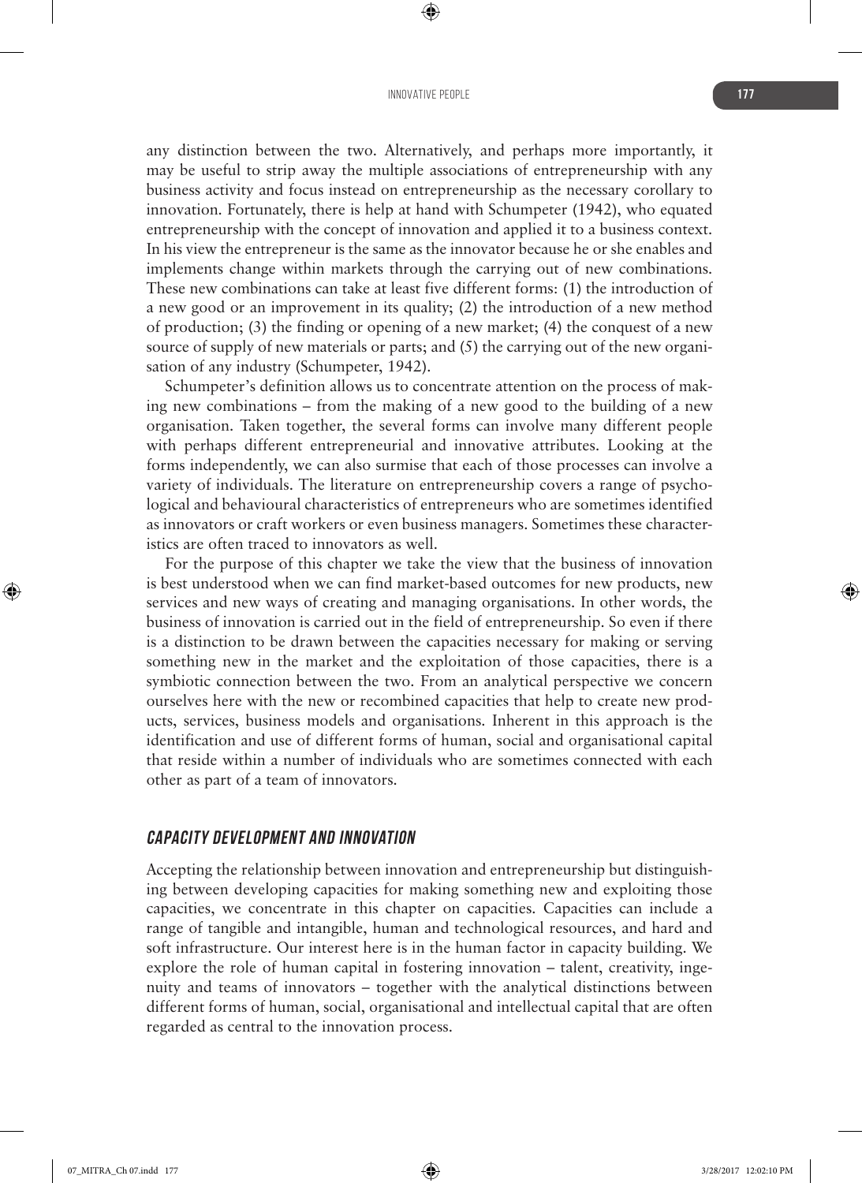any distinction between the two. Alternatively, and perhaps more importantly, it may be useful to strip away the multiple associations of entrepreneurship with any business activity and focus instead on entrepreneurship as the necessary corollary to innovation. Fortunately, there is help at hand with Schumpeter (1942), who equated entrepreneurship with the concept of innovation and applied it to a business context. In his view the entrepreneur is the same as the innovator because he or she enables and implements change within markets through the carrying out of new combinations. These new combinations can take at least five different forms: (1) the introduction of a new good or an improvement in its quality; (2) the introduction of a new method of production; (3) the finding or opening of a new market; (4) the conquest of a new source of supply of new materials or parts; and (5) the carrying out of the new organisation of any industry (Schumpeter, 1942).

Schumpeter's definition allows us to concentrate attention on the process of making new combinations – from the making of a new good to the building of a new organisation. Taken together, the several forms can involve many different people with perhaps different entrepreneurial and innovative attributes. Looking at the forms independently, we can also surmise that each of those processes can involve a variety of individuals. The literature on entrepreneurship covers a range of psychological and behavioural characteristics of entrepreneurs who are sometimes identified as innovators or craft workers or even business managers. Sometimes these characteristics are often traced to innovators as well.

For the purpose of this chapter we take the view that the business of innovation is best understood when we can find market-based outcomes for new products, new services and new ways of creating and managing organisations. In other words, the business of innovation is carried out in the field of entrepreneurship. So even if there is a distinction to be drawn between the capacities necessary for making or serving something new in the market and the exploitation of those capacities, there is a symbiotic connection between the two. From an analytical perspective we concern ourselves here with the new or recombined capacities that help to create new products, services, business models and organisations. Inherent in this approach is the identification and use of different forms of human, social and organisational capital that reside within a number of individuals who are sometimes connected with each other as part of a team of innovators.

## *CAPACITY DEVELOPMENT AND INNOVATION*

Accepting the relationship between innovation and entrepreneurship but distinguishing between developing capacities for making something new and exploiting those capacities, we concentrate in this chapter on capacities. Capacities can include a range of tangible and intangible, human and technological resources, and hard and soft infrastructure. Our interest here is in the human factor in capacity building. We explore the role of human capital in fostering innovation – talent, creativity, ingenuity and teams of innovators – together with the analytical distinctions between different forms of human, social, organisational and intellectual capital that are often regarded as central to the innovation process.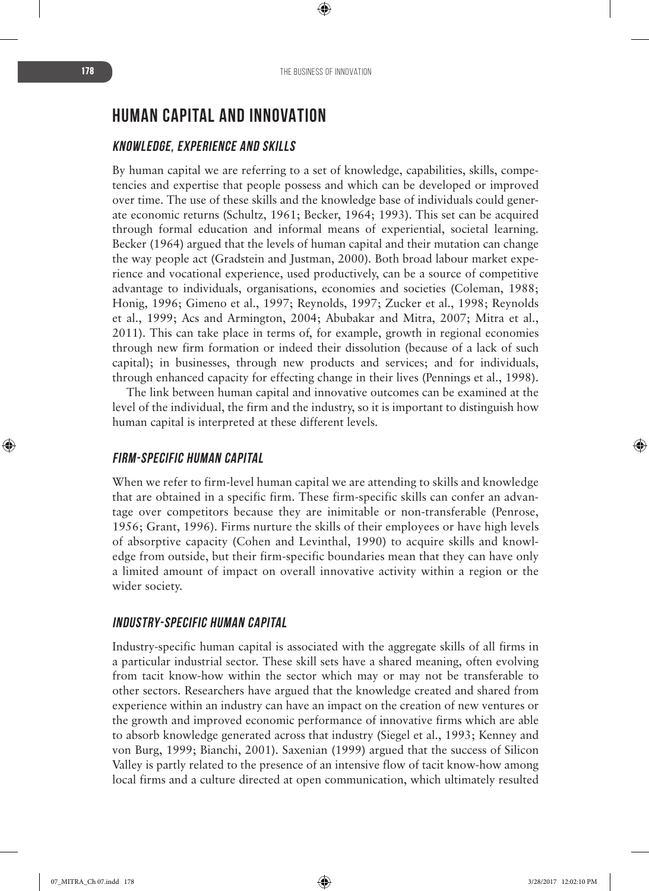## HUMAN CAPITAL AND INNOVATION

### *KNOWLEDGE, EXPERIENCE AND SKILLS*

By human capital we are referring to a set of knowledge, capabilities, skills, competencies and expertise that people possess and which can be developed or improved over time. The use of these skills and the knowledge base of individuals could generate economic returns (Schultz, 1961; Becker, 1964; 1993). This set can be acquired through formal education and informal means of experiential, societal learning. Becker (1964) argued that the levels of human capital and their mutation can change the way people act (Gradstein and Justman, 2000). Both broad labour market experience and vocational experience, used productively, can be a source of competitive advantage to individuals, organisations, economies and societies (Coleman, 1988; Honig, 1996; Gimeno et al., 1997; Reynolds, 1997; Zucker et al., 1998; Reynolds et al., 1999; Acs and Armington, 2004; Abubakar and Mitra, 2007; Mitra et al., 2011). This can take place in terms of, for example, growth in regional economies through new firm formation or indeed their dissolution (because of a lack of such capital); in businesses, through new products and services; and for individuals, through enhanced capacity for effecting change in their lives (Pennings et al., 1998).

The link between human capital and innovative outcomes can be examined at the level of the individual, the firm and the industry, so it is important to distinguish how human capital is interpreted at these different levels.

### *FIRM-SPECIFIC HUMAN CAPITAL*

When we refer to firm-level human capital we are attending to skills and knowledge that are obtained in a specific firm. These firm-specific skills can confer an advantage over competitors because they are inimitable or non-transferable (Penrose, 1956; Grant, 1996). Firms nurture the skills of their employees or have high levels of absorptive capacity (Cohen and Levinthal, 1990) to acquire skills and knowledge from outside, but their firm-specific boundaries mean that they can have only a limited amount of impact on overall innovative activity within a region or the wider society.

### *INDUSTRY-SPECIFIC HUMAN CAPITAL*

Industry-specific human capital is associated with the aggregate skills of all firms in a particular industrial sector. These skill sets have a shared meaning, often evolving from tacit know-how within the sector which may or may not be transferable to other sectors. Researchers have argued that the knowledge created and shared from experience within an industry can have an impact on the creation of new ventures or the growth and improved economic performance of innovative firms which are able to absorb knowledge generated across that industry (Siegel et al., 1993; Kenney and von Burg, 1999; Bianchi, 2001). Saxenian (1999) argued that the success of Silicon Valley is partly related to the presence of an intensive flow of tacit know-how among local firms and a culture directed at open communication, which ultimately resulted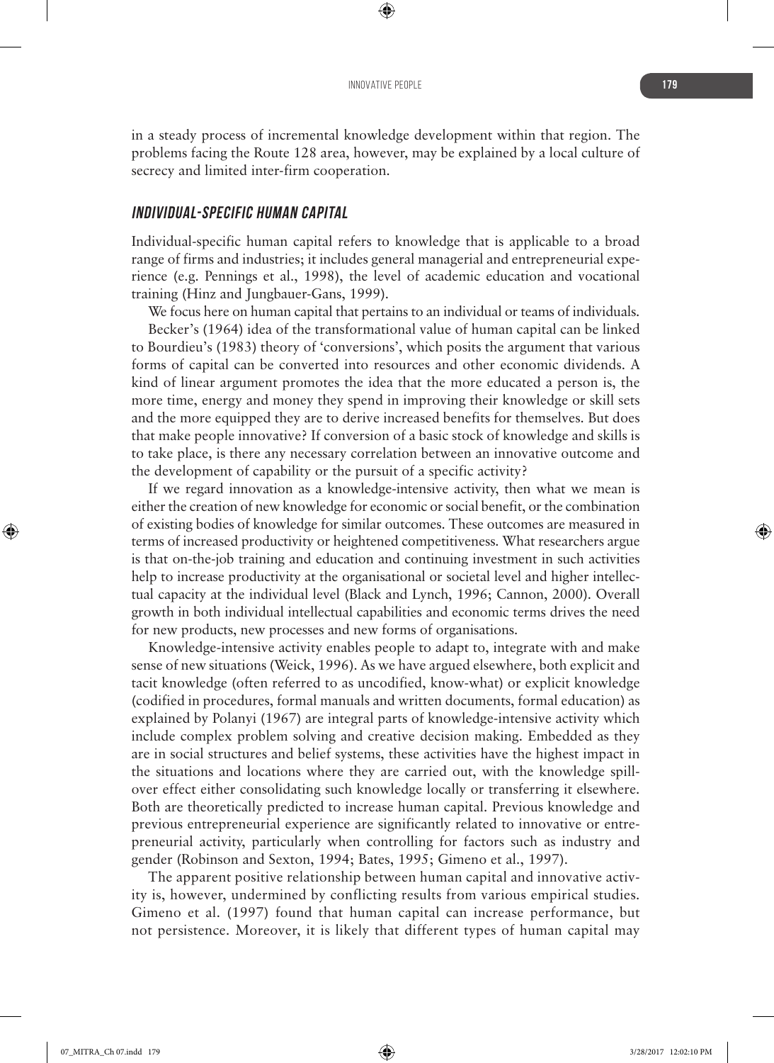in a steady process of incremental knowledge development within that region. The problems facing the Route 128 area, however, may be explained by a local culture of secrecy and limited inter-firm cooperation.

### *Individual-specific human capital*

Individual-specific human capital refers to knowledge that is applicable to a broad range of firms and industries; it includes general managerial and entrepreneurial experience (e.g. Pennings et al., 1998), the level of academic education and vocational training (Hinz and Jungbauer-Gans, 1999).

We focus here on human capital that pertains to an individual or teams of individuals.

Becker's (1964) idea of the transformational value of human capital can be linked to Bourdieu's (1983) theory of 'conversions', which posits the argument that various forms of capital can be converted into resources and other economic dividends. A kind of linear argument promotes the idea that the more educated a person is, the more time, energy and money they spend in improving their knowledge or skill sets and the more equipped they are to derive increased benefits for themselves. But does that make people innovative? If conversion of a basic stock of knowledge and skills is to take place, is there any necessary correlation between an innovative outcome and the development of capability or the pursuit of a specific activity?

If we regard innovation as a knowledge-intensive activity, then what we mean is either the creation of new knowledge for economic or social benefit, or the combination of existing bodies of knowledge for similar outcomes. These outcomes are measured in terms of increased productivity or heightened competitiveness. What researchers argue is that on-the-job training and education and continuing investment in such activities help to increase productivity at the organisational or societal level and higher intellectual capacity at the individual level (Black and Lynch, 1996; Cannon, 2000). Overall growth in both individual intellectual capabilities and economic terms drives the need for new products, new processes and new forms of organisations.

Knowledge-intensive activity enables people to adapt to, integrate with and make sense of new situations (Weick, 1996). As we have argued elsewhere, both explicit and tacit knowledge (often referred to as uncodified, know-what) or explicit knowledge (codified in procedures, formal manuals and written documents, formal education) as explained by Polanyi (1967) are integral parts of knowledge-intensive activity which include complex problem solving and creative decision making. Embedded as they are in social structures and belief systems, these activities have the highest impact in the situations and locations where they are carried out, with the knowledge spillover effect either consolidating such knowledge locally or transferring it elsewhere. Both are theoretically predicted to increase human capital. Previous knowledge and previous entrepreneurial experience are significantly related to innovative or entrepreneurial activity, particularly when controlling for factors such as industry and gender (Robinson and Sexton, 1994; Bates, 1995; Gimeno et al., 1997).

The apparent positive relationship between human capital and innovative activity is, however, undermined by conflicting results from various empirical studies. Gimeno et al. (1997) found that human capital can increase performance, but not persistence. Moreover, it is likely that different types of human capital may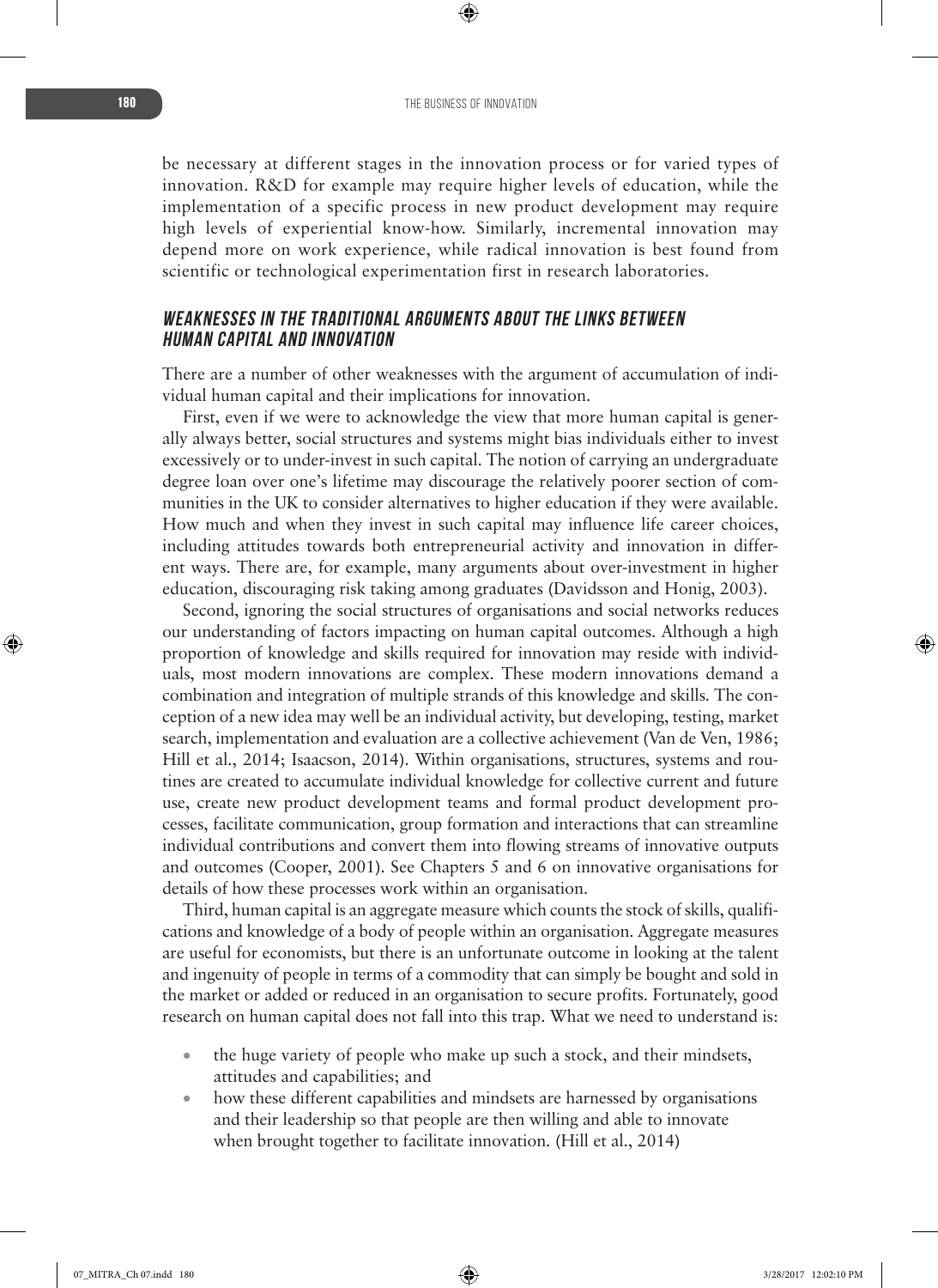be necessary at different stages in the innovation process or for varied types of innovation. R&D for example may require higher levels of education, while the implementation of a specific process in new product development may require high levels of experiential know-how. Similarly, incremental innovation may depend more on work experience, while radical innovation is best found from scientific or technological experimentation first in research laboratories.

### *Weaknesses in the traditional arguments about the links between human capital and innovation*

There are a number of other weaknesses with the argument of accumulation of individual human capital and their implications for innovation.

First, even if we were to acknowledge the view that more human capital is generally always better, social structures and systems might bias individuals either to invest excessively or to under-invest in such capital. The notion of carrying an undergraduate degree loan over one's lifetime may discourage the relatively poorer section of communities in the UK to consider alternatives to higher education if they were available. How much and when they invest in such capital may influence life career choices, including attitudes towards both entrepreneurial activity and innovation in different ways. There are, for example, many arguments about over-investment in higher education, discouraging risk taking among graduates (Davidsson and Honig, 2003).

Second, ignoring the social structures of organisations and social networks reduces our understanding of factors impacting on human capital outcomes. Although a high proportion of knowledge and skills required for innovation may reside with individuals, most modern innovations are complex. These modern innovations demand a combination and integration of multiple strands of this knowledge and skills. The conception of a new idea may well be an individual activity, but developing, testing, market search, implementation and evaluation are a collective achievement (Van de Ven, 1986; Hill et al., 2014; Isaacson, 2014). Within organisations, structures, systems and routines are created to accumulate individual knowledge for collective current and future use, create new product development teams and formal product development processes, facilitate communication, group formation and interactions that can streamline individual contributions and convert them into flowing streams of innovative outputs and outcomes (Cooper, 2001). See Chapters 5 and 6 on innovative organisations for details of how these processes work within an organisation.

Third, human capital is an aggregate measure which counts the stock of skills, qualifications and knowledge of a body of people within an organisation. Aggregate measures are useful for economists, but there is an unfortunate outcome in looking at the talent and ingenuity of people in terms of a commodity that can simply be bought and sold in the market or added or reduced in an organisation to secure profits. Fortunately, good research on human capital does not fall into this trap. What we need to understand is:

- the huge variety of people who make up such a stock, and their mindsets, attitudes and capabilities; and
- how these different capabilities and mindsets are harnessed by organisations and their leadership so that people are then willing and able to innovate when brought together to facilitate innovation. (Hill et al., 2014)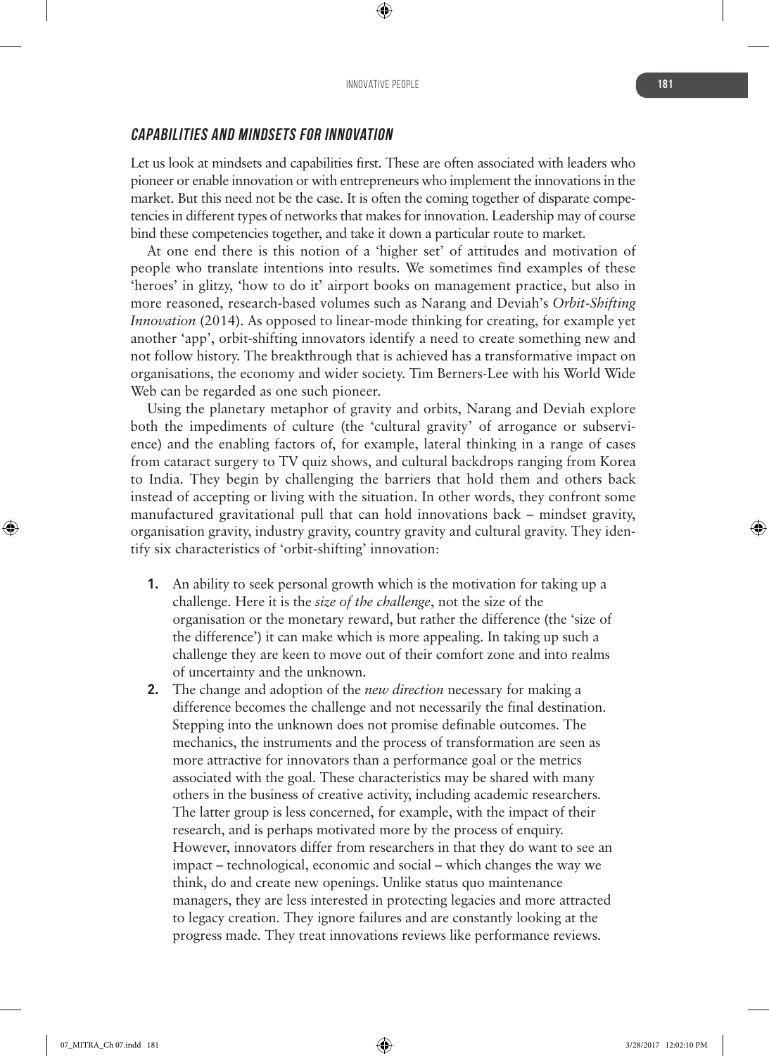### *CAPABILITIES AND MINDSETS FOR INNOVATION*

Let us look at mindsets and capabilities first. These are often associated with leaders who pioneer or enable innovation or with entrepreneurs who implement the innovations in the market. But this need not be the case. It is often the coming together of disparate competencies in different types of networks that makes for innovation. Leadership may of course bind these competencies together, and take it down a particular route to market.

At one end there is this notion of a 'higher set' of attitudes and motivation of people who translate intentions into results. We sometimes find examples of these 'heroes' in glitzy, 'how to do it' airport books on management practice, but also in more reasoned, research-based volumes such as Narang and Deviah's *Orbit-Shifting Innovation* (2014). As opposed to linear-mode thinking for creating, for example yet another 'app', orbit-shifting innovators identify a need to create something new and not follow history. The breakthrough that is achieved has a transformative impact on organisations, the economy and wider society. Tim Berners-Lee with his World Wide Web can be regarded as one such pioneer.

Using the planetary metaphor of gravity and orbits, Narang and Deviah explore both the impediments of culture (the 'cultural gravity' of arrogance or subservience) and the enabling factors of, for example, lateral thinking in a range of cases from cataract surgery to TV quiz shows, and cultural backdrops ranging from Korea to India. They begin by challenging the barriers that hold them and others back instead of accepting or living with the situation. In other words, they confront some manufactured gravitational pull that can hold innovations back – mindset gravity, organisation gravity, industry gravity, country gravity and cultural gravity. They identify six characteristics of 'orbit-shifting' innovation:

1. An ability to seek personal growth which is the motivation for taking up a challenge. Here it is the *size of the challenge*, not the size of the organisation or the monetary reward, but rather the difference (the 'size of the difference') it can make which is more appealing. In taking up such a challenge they are keen to move out of their comfort zone and into realms of uncertainty and the unknown.
2. The change and adoption of the *new direction* necessary for making a difference becomes the challenge and not necessarily the final destination. Stepping into the unknown does not promise definable outcomes. The mechanics, the instruments and the process of transformation are seen as more attractive for innovators than a performance goal or the metrics associated with the goal. These characteristics may be shared with many others in the business of creative activity, including academic researchers. The latter group is less concerned, for example, with the impact of their research, and is perhaps motivated more by the process of enquiry. However, innovators differ from researchers in that they do want to see an impact – technological, economic and social – which changes the way we think, do and create new openings. Unlike status quo maintenance managers, they are less interested in protecting legacies and more attracted to legacy creation. They ignore failures and are constantly looking at the progress made. They treat innovations reviews like performance reviews.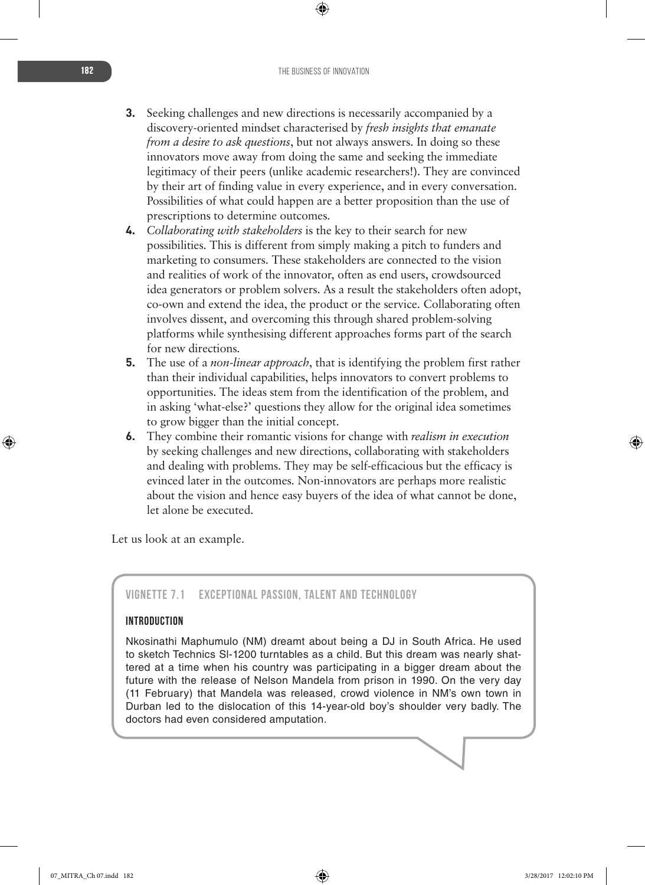3. Seeking challenges and new directions is necessarily accompanied by a discovery-oriented mindset characterised by *fresh insights that emanate from a desire to ask questions*, but not always answers. In doing so these innovators move away from doing the same and seeking the immediate legitimacy of their peers (unlike academic researchers!). They are convinced by their art of finding value in every experience, and in every conversation. Possibilities of what could happen are a better proposition than the use of prescriptions to determine outcomes.
4. *Collaborating with stakeholders* is the key to their search for new possibilities. This is different from simply making a pitch to funders and marketing to consumers. These stakeholders are connected to the vision and realities of work of the innovator, often as end users, crowdsourced idea generators or problem solvers. As a result the stakeholders often adopt, co-own and extend the idea, the product or the service. Collaborating often involves dissent, and overcoming this through shared problem-solving platforms while synthesising different approaches forms part of the search for new directions.
5. The use of a *non-linear approach*, that is identifying the problem first rather than their individual capabilities, helps innovators to convert problems to opportunities. The ideas stem from the identification of the problem, and in asking 'what-else?' questions they allow for the original idea sometimes to grow bigger than the initial concept.
6. They combine their romantic visions for change with *realism in execution* by seeking challenges and new directions, collaborating with stakeholders and dealing with problems. They may be self-efficacious but the efficacy is evinced later in the outcomes. Non-innovators are perhaps more realistic about the vision and hence easy buyers of the idea of what cannot be done, let alone be executed.

Let us look at an example.

### VIGNETTE 7.1 EXCEPTIONAL PASSION, TALENT AND TECHNOLOGY

#### INTRODUCTION

Nkosinathi Maphumulo (NM) dreamt about being a DJ in South Africa. He used to sketch Technics Sl-1200 turntables as a child. But this dream was nearly shattered at a time when his country was participating in a bigger dream about the future with the release of Nelson Mandela from prison in 1990. On the very day (11 February) that Mandela was released, crowd violence in NM's own town in Durban led to the dislocation of this 14-year-old boy's shoulder very badly. The doctors had even considered amputation.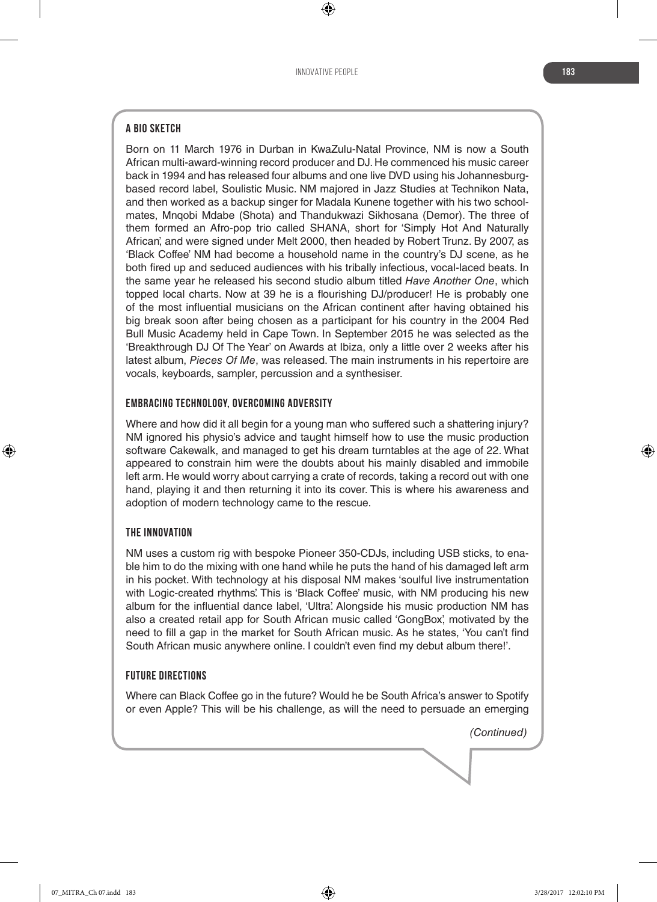### A BIO SKETCH

Born on 11 March 1976 in Durban in KwaZulu-Natal Province, NM is now a South African multi-award-winning record producer and DJ. He commenced his music career back in 1994 and has released four albums and one live DVD using his Johannesburg-based record label, Soulistic Music. NM majored in Jazz Studies at Technikon Nata, and then worked as a backup singer for Madala Kunene together with his two schoolmates, Mnqobi Mdabe (Shota) and Thandukwazi Sikhosana (Demor). The three of them formed an Afro-pop trio called SHANA, short for 'Simply Hot And Naturally African', and were signed under Melt 2000, then headed by Robert Trunz. By 2007, as 'Black Coffee' NM had become a household name in the country's DJ scene, as he both fired up and seduced audiences with his tribally infectious, vocal-laced beats. In the same year he released his second studio album titled *Have Another One*, which topped local charts. Now at 39 he is a flourishing DJ/producer! He is probably one of the most influential musicians on the African continent after having obtained his big break soon after being chosen as a participant for his country in the 2004 Red Bull Music Academy held in Cape Town. In September 2015 he was selected as the 'Breakthrough DJ Of The Year' on Awards at Ibiza, only a little over 2 weeks after his latest album, *Pieces Of Me*, was released. The main instruments in his repertoire are vocals, keyboards, sampler, percussion and a synthesiser.

### EMBRACING TECHNOLOGY, OVERCOMING ADVERSITY

Where and how did it all begin for a young man who suffered such a shattering injury? NM ignored his physio's advice and taught himself how to use the music production software Cakewalk, and managed to get his dream turntables at the age of 22. What appeared to constrain him were the doubts about his mainly disabled and immobile left arm. He would worry about carrying a crate of records, taking a record out with one hand, playing it and then returning it into its cover. This is where his awareness and adoption of modern technology came to the rescue.

### THE INNOVATION

NM uses a custom rig with bespoke Pioneer 350-CDJs, including USB sticks, to enable him to do the mixing with one hand while he puts the hand of his damaged left arm in his pocket. With technology at his disposal NM makes 'soulful live instrumentation with Logic-created rhythms'. This is 'Black Coffee' music, with NM producing his new album for the influential dance label, 'Ultra'. Alongside his music production NM has also a created retail app for South African music called 'GongBox', motivated by the need to fill a gap in the market for South African music. As he states, 'You can't find South African music anywhere online. I couldn't even find my debut album there!'.

### FUTURE DIRECTIONS

Where can Black Coffee go in the future? Would he be South Africa's answer to Spotify or even Apple? This will be his challenge, as will the need to persuade an emerging

*(Continued)*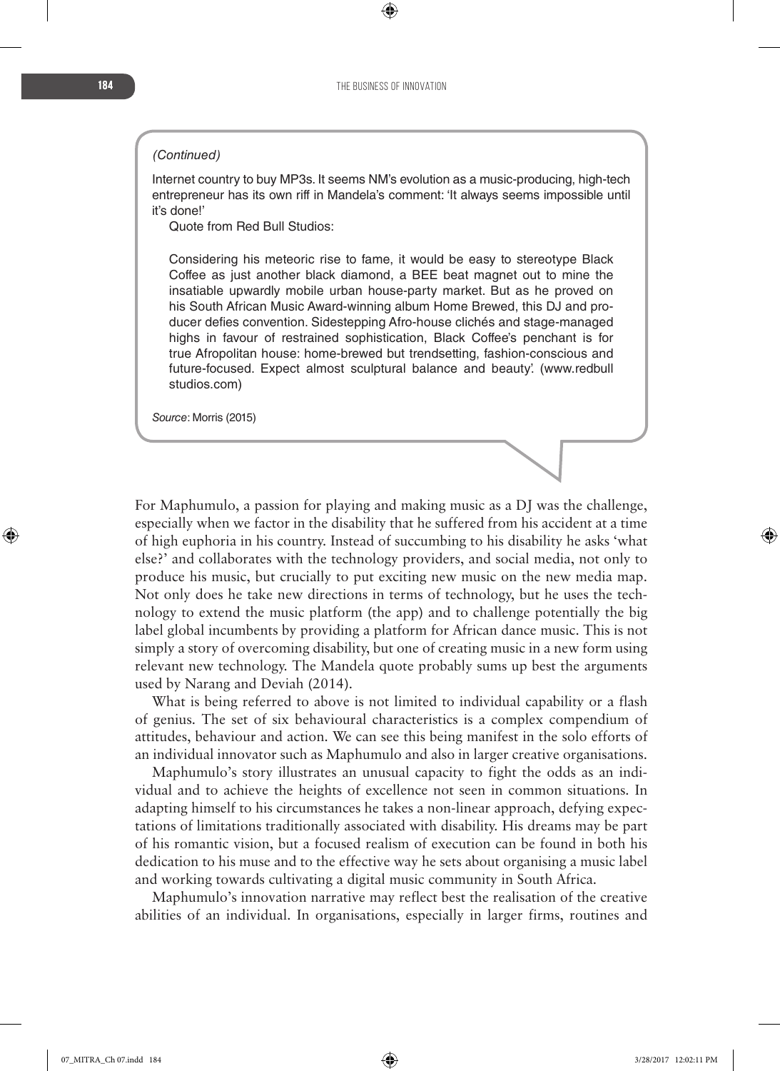*(Continued)*

Internet country to buy MP3s. It seems NM's evolution as a music-producing, high-tech entrepreneur has its own riff in Mandela's comment: 'It always seems impossible until it's done!'

Quote from Red Bull Studios:

> Considering his meteoric rise to fame, it would be easy to stereotype Black Coffee as just another black diamond, a BEE beat magnet out to mine the insatiable upwardly mobile urban house-party market. But as he proved on his South African Music Award-winning album Home Brewed, this DJ and producer defies convention. Sidestepping Afro-house clichés and stage-managed highs in favour of restrained sophistication, Black Coffee's penchant is for true Afropolitan house: home-brewed but trendsetting, fashion-conscious and future-focused. Expect almost sculptural balance and beauty'. (www.redbullstudios.com)

*Source*: Morris (2015)

For Maphumulo, a passion for playing and making music as a DJ was the challenge, especially when we factor in the disability that he suffered from his accident at a time of high euphoria in his country. Instead of succumbing to his disability he asks 'what else?' and collaborates with the technology providers, and social media, not only to produce his music, but crucially to put exciting new music on the new media map. Not only does he take new directions in terms of technology, but he uses the technology to extend the music platform (the app) and to challenge potentially the big label global incumbents by providing a platform for African dance music. This is not simply a story of overcoming disability, but one of creating music in a new form using relevant new technology. The Mandela quote probably sums up best the arguments used by Narang and Deviah (2014).

What is being referred to above is not limited to individual capability or a flash of genius. The set of six behavioural characteristics is a complex compendium of attitudes, behaviour and action. We can see this being manifest in the solo efforts of an individual innovator such as Maphumulo and also in larger creative organisations.

Maphumulo's story illustrates an unusual capacity to fight the odds as an individual and to achieve the heights of excellence not seen in common situations. In adapting himself to his circumstances he takes a non-linear approach, defying expectations of limitations traditionally associated with disability. His dreams may be part of his romantic vision, but a focused realism of execution can be found in both his dedication to his muse and to the effective way he sets about organising a music label and working towards cultivating a digital music community in South Africa.

Maphumulo's innovation narrative may reflect best the realisation of the creative abilities of an individual. In organisations, especially in larger firms, routines and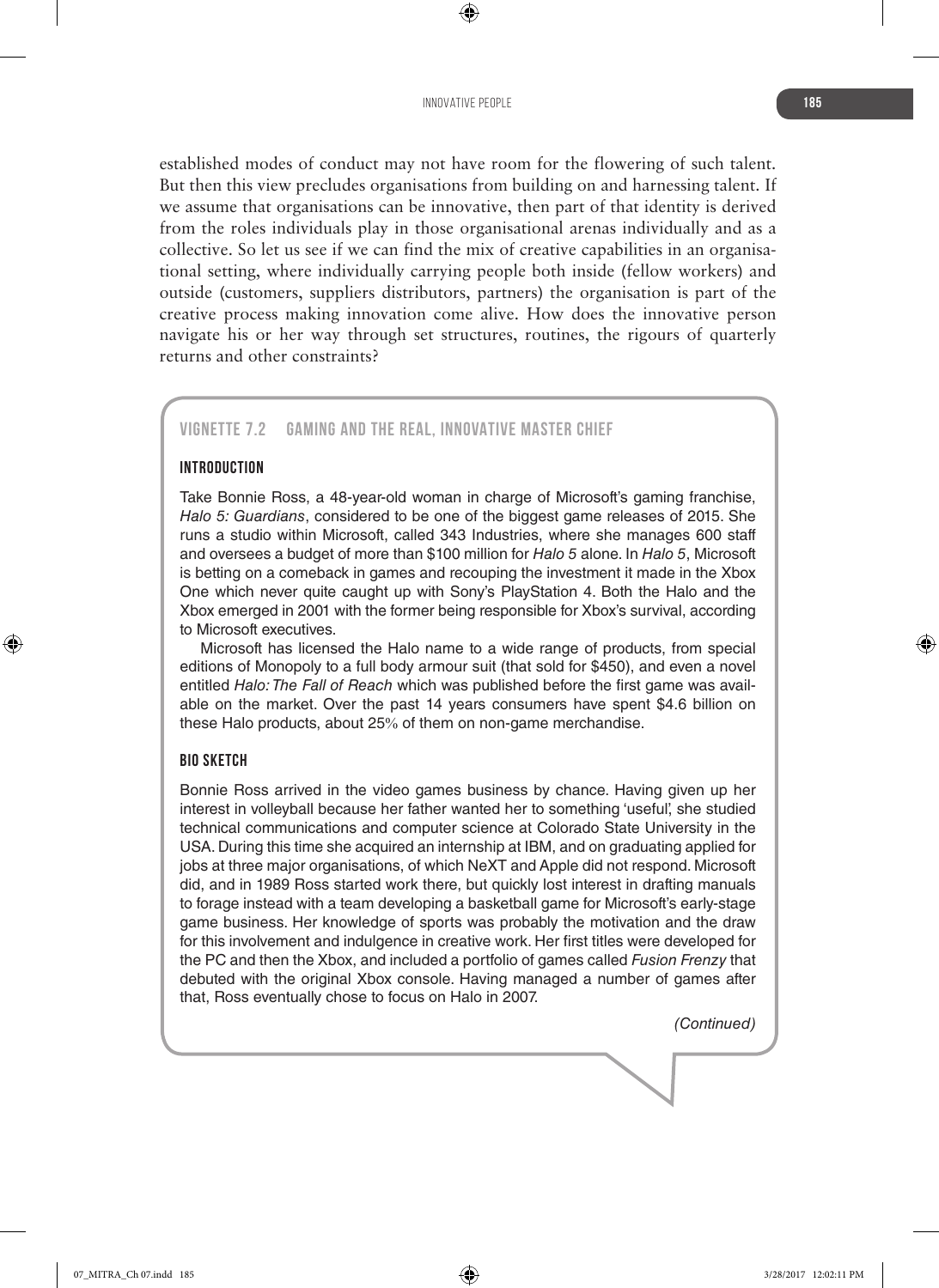established modes of conduct may not have room for the flowering of such talent. But then this view precludes organisations from building on and harnessing talent. If we assume that organisations can be innovative, then part of that identity is derived from the roles individuals play in those organisational arenas individually and as a collective. So let us see if we can find the mix of creative capabilities in an organisational setting, where individually carrying people both inside (fellow workers) and outside (customers, suppliers distributors, partners) the organisation is part of the creative process making innovation come alive. How does the innovative person navigate his or her way through set structures, routines, the rigours of quarterly returns and other constraints?

## VIGNETTE 7.2 GAMING AND THE REAL, INNOVATIVE MASTER CHIEF

### INTRODUCTION

Take Bonnie Ross, a 48-year-old woman in charge of Microsoft's gaming franchise, *Halo 5: Guardians*, considered to be one of the biggest game releases of 2015. She runs a studio within Microsoft, called 343 Industries, where she manages 600 staff and oversees a budget of more than $100 million for *Halo 5* alone. In *Halo 5*, Microsoft is betting on a comeback in games and recouping the investment it made in the Xbox One which never quite caught up with Sony's PlayStation 4. Both the Halo and the Xbox emerged in 2001 with the former being responsible for Xbox's survival, according to Microsoft executives.

Microsoft has licensed the Halo name to a wide range of products, from special editions of Monopoly to a full body armour suit (that sold for $450), and even a novel entitled *Halo: The Fall of Reach* which was published before the first game was available on the market. Over the past 14 years consumers have spent $4.6 billion on these Halo products, about 25% of them on non-game merchandise.

### BIO SKETCH

Bonnie Ross arrived in the video games business by chance. Having given up her interest in volleyball because her father wanted her to something 'useful', she studied technical communications and computer science at Colorado State University in the USA. During this time she acquired an internship at IBM, and on graduating applied for jobs at three major organisations, of which NeXT and Apple did not respond. Microsoft did, and in 1989 Ross started work there, but quickly lost interest in drafting manuals to forage instead with a team developing a basketball game for Microsoft's early-stage game business. Her knowledge of sports was probably the motivation and the draw for this involvement and indulgence in creative work. Her first titles were developed for the PC and then the Xbox, and included a portfolio of games called *Fusion Frenzy* that debuted with the original Xbox console. Having managed a number of games after that, Ross eventually chose to focus on Halo in 2007.

*(Continued)*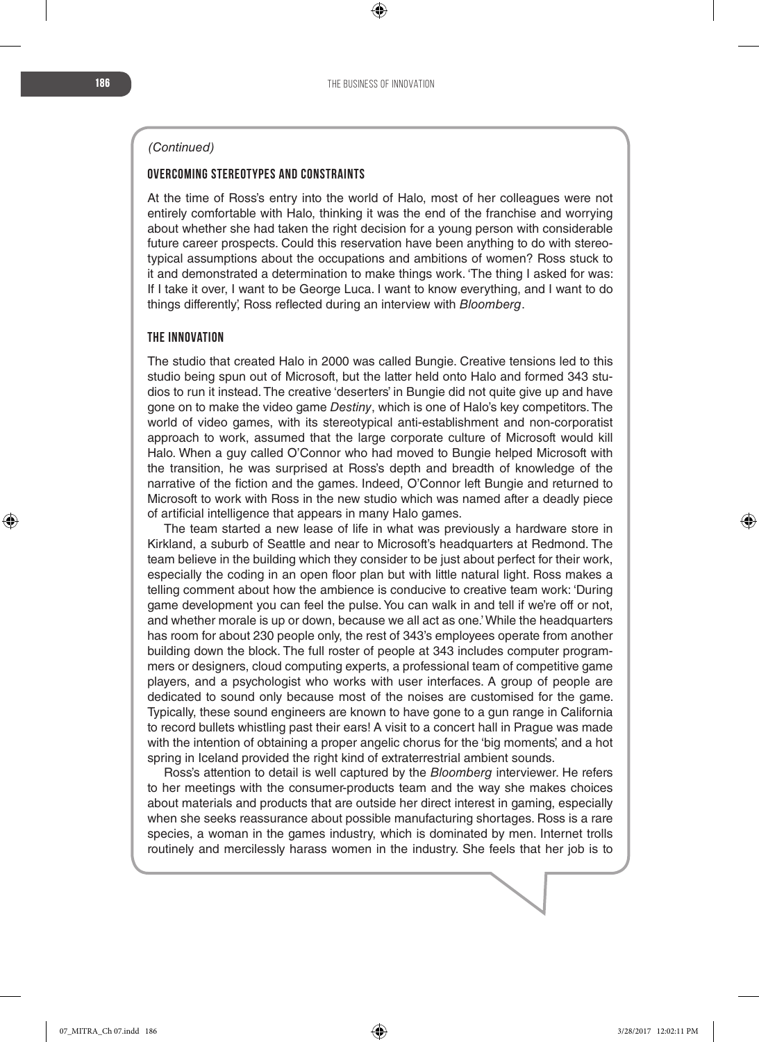*(Continued)*

### OVERCOMING STEREOTYPES AND CONSTRAINTS

At the time of Ross's entry into the world of Halo, most of her colleagues were not entirely comfortable with Halo, thinking it was the end of the franchise and worrying about whether she had taken the right decision for a young person with considerable future career prospects. Could this reservation have been anything to do with stereotypical assumptions about the occupations and ambitions of women? Ross stuck to it and demonstrated a determination to make things work. 'The thing I asked for was: If I take it over, I want to be George Luca. I want to know everything, and I want to do things differently', Ross reflected during an interview with *Bloomberg*.

### THE INNOVATION

The studio that created Halo in 2000 was called Bungie. Creative tensions led to this studio being spun out of Microsoft, but the latter held onto Halo and formed 343 studios to run it instead. The creative 'deserters' in Bungie did not quite give up and have gone on to make the video game *Destiny*, which is one of Halo's key competitors. The world of video games, with its stereotypical anti-establishment and non-corporatist approach to work, assumed that the large corporate culture of Microsoft would kill Halo. When a guy called O'Connor who had moved to Bungie helped Microsoft with the transition, he was surprised at Ross's depth and breadth of knowledge of the narrative of the fiction and the games. Indeed, O'Connor left Bungie and returned to Microsoft to work with Ross in the new studio which was named after a deadly piece of artificial intelligence that appears in many Halo games.

The team started a new lease of life in what was previously a hardware store in Kirkland, a suburb of Seattle and near to Microsoft's headquarters at Redmond. The team believe in the building which they consider to be just about perfect for their work, especially the coding in an open floor plan but with little natural light. Ross makes a telling comment about how the ambience is conducive to creative team work: 'During game development you can feel the pulse. You can walk in and tell if we're off or not, and whether morale is up or down, because we all act as one.' While the headquarters has room for about 230 people only, the rest of 343's employees operate from another building down the block. The full roster of people at 343 includes computer programmers or designers, cloud computing experts, a professional team of competitive game players, and a psychologist who works with user interfaces. A group of people are dedicated to sound only because most of the noises are customised for the game. Typically, these sound engineers are known to have gone to a gun range in California to record bullets whistling past their ears! A visit to a concert hall in Prague was made with the intention of obtaining a proper angelic chorus for the 'big moments', and a hot spring in Iceland provided the right kind of extraterrestrial ambient sounds.

Ross's attention to detail is well captured by the *Bloomberg* interviewer. He refers to her meetings with the consumer-products team and the way she makes choices about materials and products that are outside her direct interest in gaming, especially when she seeks reassurance about possible manufacturing shortages. Ross is a rare species, a woman in the games industry, which is dominated by men. Internet trolls routinely and mercilessly harass women in the industry. She feels that her job is to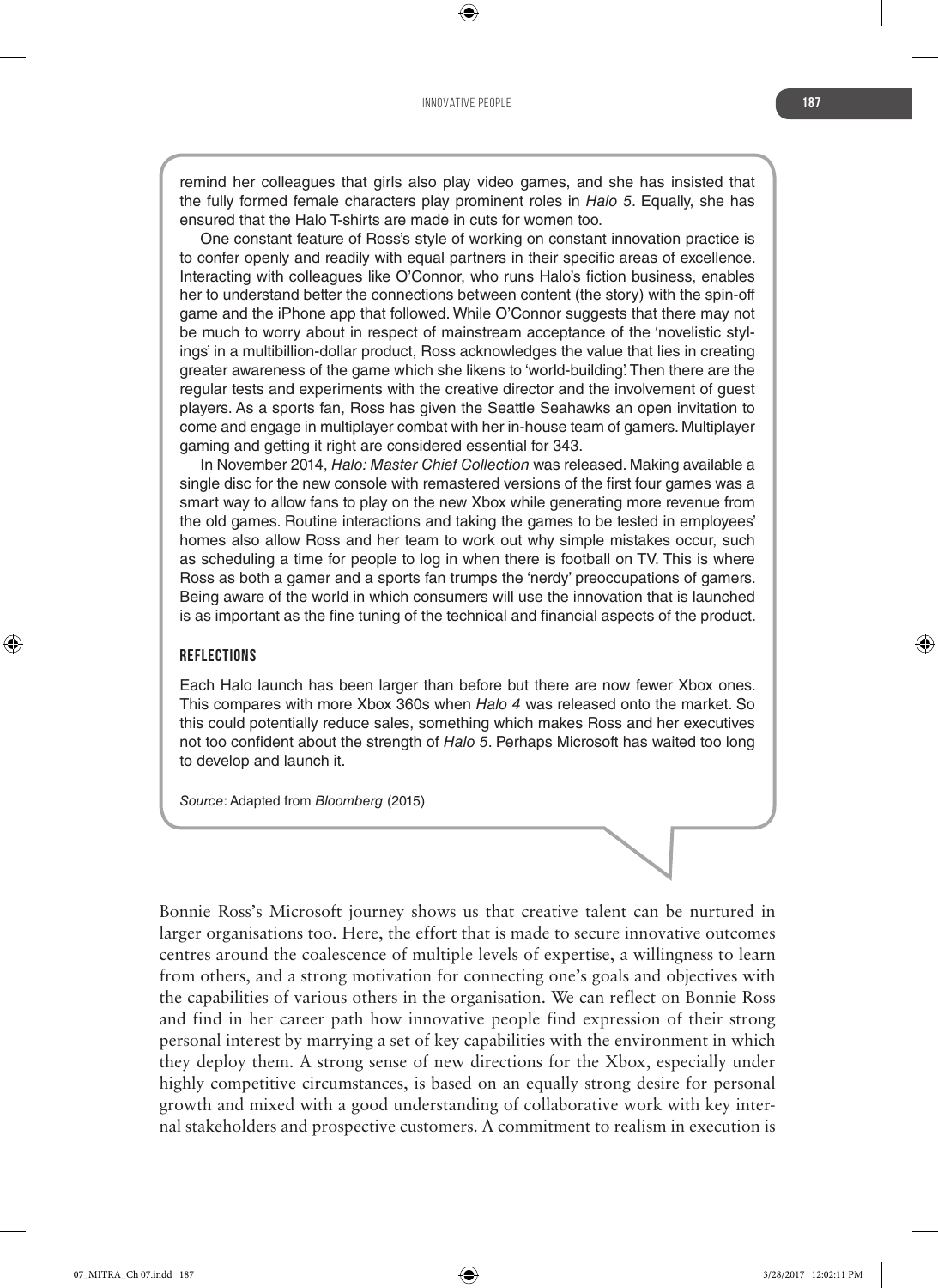remind her colleagues that girls also play video games, and she has insisted that the fully formed female characters play prominent roles in *Halo 5*. Equally, she has ensured that the Halo T-shirts are made in cuts for women too.

One constant feature of Ross's style of working on constant innovation practice is to confer openly and readily with equal partners in their specific areas of excellence. Interacting with colleagues like O'Connor, who runs Halo's fiction business, enables her to understand better the connections between content (the story) with the spin-off game and the iPhone app that followed. While O'Connor suggests that there may not be much to worry about in respect of mainstream acceptance of the 'novelistic stylings' in a multibillion-dollar product, Ross acknowledges the value that lies in creating greater awareness of the game which she likens to 'world-building'. Then there are the regular tests and experiments with the creative director and the involvement of guest players. As a sports fan, Ross has given the Seattle Seahawks an open invitation to come and engage in multiplayer combat with her in-house team of gamers. Multiplayer gaming and getting it right are considered essential for 343.

In November 2014, *Halo: Master Chief Collection* was released. Making available a single disc for the new console with remastered versions of the first four games was a smart way to allow fans to play on the new Xbox while generating more revenue from the old games. Routine interactions and taking the games to be tested in employees' homes also allow Ross and her team to work out why simple mistakes occur, such as scheduling a time for people to log in when there is football on TV. This is where Ross as both a gamer and a sports fan trumps the 'nerdy' preoccupations of gamers. Being aware of the world in which consumers will use the innovation that is launched is as important as the fine tuning of the technical and financial aspects of the product.

### REFLECTIONS

Each Halo launch has been larger than before but there are now fewer Xbox ones. This compares with more Xbox 360s when *Halo 4* was released onto the market. So this could potentially reduce sales, something which makes Ross and her executives not too confident about the strength of *Halo 5*. Perhaps Microsoft has waited too long to develop and launch it.

*Source*: Adapted from *Bloomberg* (2015)

Bonnie Ross's Microsoft journey shows us that creative talent can be nurtured in larger organisations too. Here, the effort that is made to secure innovative outcomes centres around the coalescence of multiple levels of expertise, a willingness to learn from others, and a strong motivation for connecting one's goals and objectives with the capabilities of various others in the organisation. We can reflect on Bonnie Ross and find in her career path how innovative people find expression of their strong personal interest by marrying a set of key capabilities with the environment in which they deploy them. A strong sense of new directions for the Xbox, especially under highly competitive circumstances, is based on an equally strong desire for personal growth and mixed with a good understanding of collaborative work with key internal stakeholders and prospective customers. A commitment to realism in execution is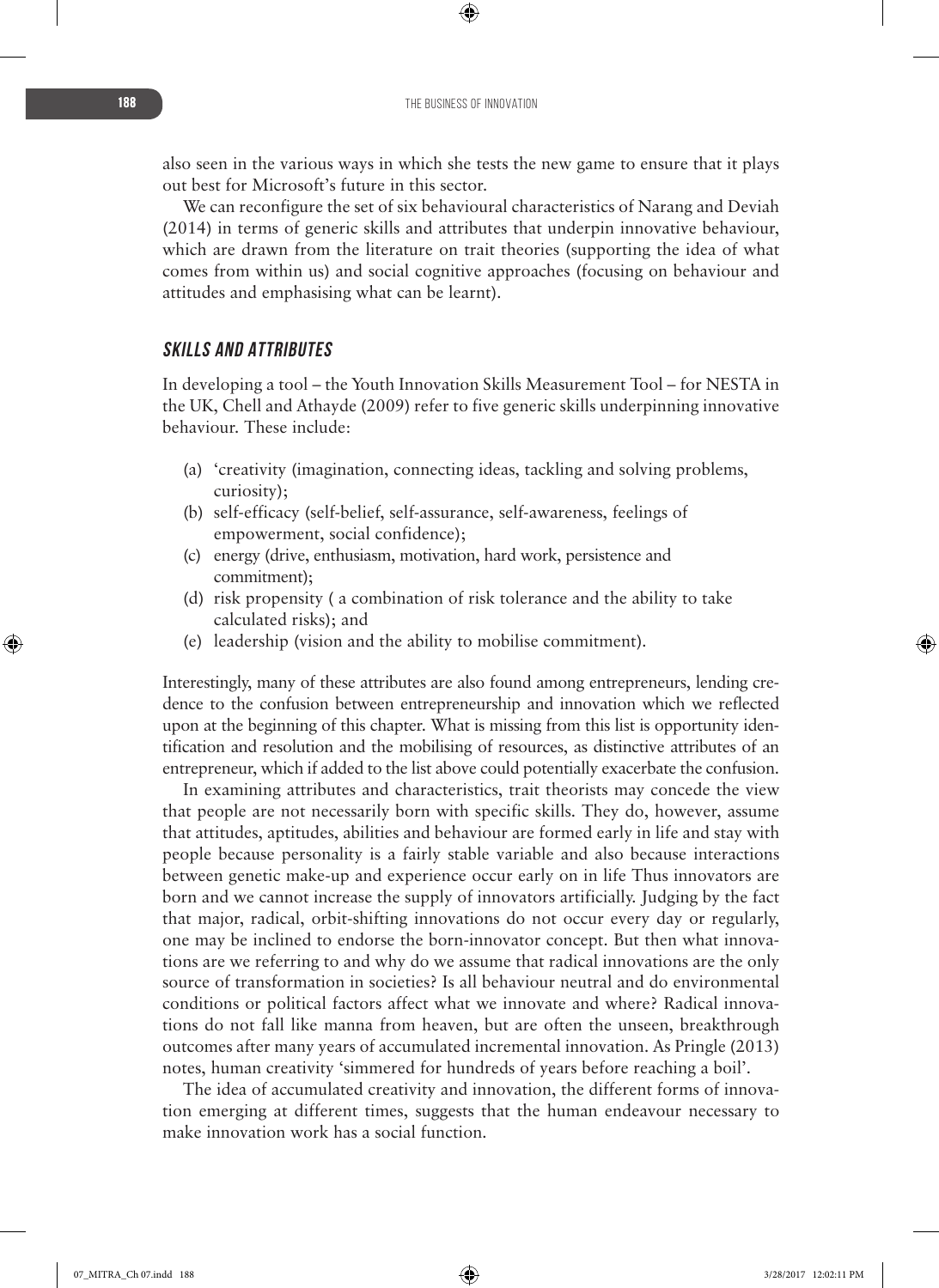also seen in the various ways in which she tests the new game to ensure that it plays out best for Microsoft's future in this sector.

We can reconfigure the set of six behavioural characteristics of Narang and Deviah (2014) in terms of generic skills and attributes that underpin innovative behaviour, which are drawn from the literature on trait theories (supporting the idea of what comes from within us) and social cognitive approaches (focusing on behaviour and attitudes and emphasising what can be learnt).

### *SKILLS AND ATTRIBUTES*

In developing a tool – the Youth Innovation Skills Measurement Tool – for NESTA in the UK, Chell and Athayde (2009) refer to five generic skills underpinning innovative behaviour. These include:

(a) 'creativity (imagination, connecting ideas, tackling and solving problems, curiosity);
(b) self-efficacy (self-belief, self-assurance, self-awareness, feelings of empowerment, social confidence);
(c) energy (drive, enthusiasm, motivation, hard work, persistence and commitment);
(d) risk propensity ( a combination of risk tolerance and the ability to take calculated risks); and
(e) leadership (vision and the ability to mobilise commitment).

Interestingly, many of these attributes are also found among entrepreneurs, lending credence to the confusion between entrepreneurship and innovation which we reflected upon at the beginning of this chapter. What is missing from this list is opportunity identification and resolution and the mobilising of resources, as distinctive attributes of an entrepreneur, which if added to the list above could potentially exacerbate the confusion.

In examining attributes and characteristics, trait theorists may concede the view that people are not necessarily born with specific skills. They do, however, assume that attitudes, aptitudes, abilities and behaviour are formed early in life and stay with people because personality is a fairly stable variable and also because interactions between genetic make-up and experience occur early on in life Thus innovators are born and we cannot increase the supply of innovators artificially. Judging by the fact that major, radical, orbit-shifting innovations do not occur every day or regularly, one may be inclined to endorse the born-innovator concept. But then what innovations are we referring to and why do we assume that radical innovations are the only source of transformation in societies? Is all behaviour neutral and do environmental conditions or political factors affect what we innovate and where? Radical innovations do not fall like manna from heaven, but are often the unseen, breakthrough outcomes after many years of accumulated incremental innovation. As Pringle (2013) notes, human creativity 'simmered for hundreds of years before reaching a boil'.

The idea of accumulated creativity and innovation, the different forms of innovation emerging at different times, suggests that the human endeavour necessary to make innovation work has a social function.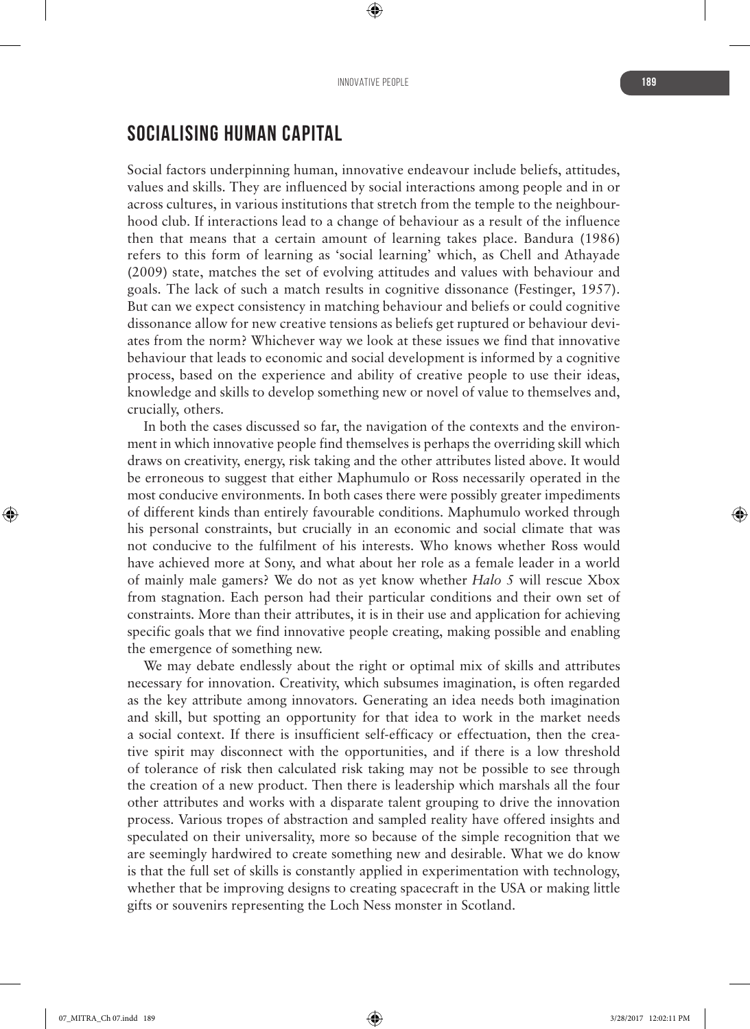## SOCIALISING HUMAN CAPITAL

Social factors underpinning human, innovative endeavour include beliefs, attitudes, values and skills. They are influenced by social interactions among people and in or across cultures, in various institutions that stretch from the temple to the neighbourhood club. If interactions lead to a change of behaviour as a result of the influence then that means that a certain amount of learning takes place. Bandura (1986) refers to this form of learning as 'social learning' which, as Chell and Athayade (2009) state, matches the set of evolving attitudes and values with behaviour and goals. The lack of such a match results in cognitive dissonance (Festinger, 1957). But can we expect consistency in matching behaviour and beliefs or could cognitive dissonance allow for new creative tensions as beliefs get ruptured or behaviour deviates from the norm? Whichever way we look at these issues we find that innovative behaviour that leads to economic and social development is informed by a cognitive process, based on the experience and ability of creative people to use their ideas, knowledge and skills to develop something new or novel of value to themselves and, crucially, others.

In both the cases discussed so far, the navigation of the contexts and the environment in which innovative people find themselves is perhaps the overriding skill which draws on creativity, energy, risk taking and the other attributes listed above. It would be erroneous to suggest that either Maphumulo or Ross necessarily operated in the most conducive environments. In both cases there were possibly greater impediments of different kinds than entirely favourable conditions. Maphumulo worked through his personal constraints, but crucially in an economic and social climate that was not conducive to the fulfilment of his interests. Who knows whether Ross would have achieved more at Sony, and what about her role as a female leader in a world of mainly male gamers? We do not as yet know whether *Halo 5* will rescue Xbox from stagnation. Each person had their particular conditions and their own set of constraints. More than their attributes, it is in their use and application for achieving specific goals that we find innovative people creating, making possible and enabling the emergence of something new.

We may debate endlessly about the right or optimal mix of skills and attributes necessary for innovation. Creativity, which subsumes imagination, is often regarded as the key attribute among innovators. Generating an idea needs both imagination and skill, but spotting an opportunity for that idea to work in the market needs a social context. If there is insufficient self-efficacy or effectuation, then the creative spirit may disconnect with the opportunities, and if there is a low threshold of tolerance of risk then calculated risk taking may not be possible to see through the creation of a new product. Then there is leadership which marshals all the four other attributes and works with a disparate talent grouping to drive the innovation process. Various tropes of abstraction and sampled reality have offered insights and speculated on their universality, more so because of the simple recognition that we are seemingly hardwired to create something new and desirable. What we do know is that the full set of skills is constantly applied in experimentation with technology, whether that be improving designs to creating spacecraft in the USA or making little gifts or souvenirs representing the Loch Ness monster in Scotland.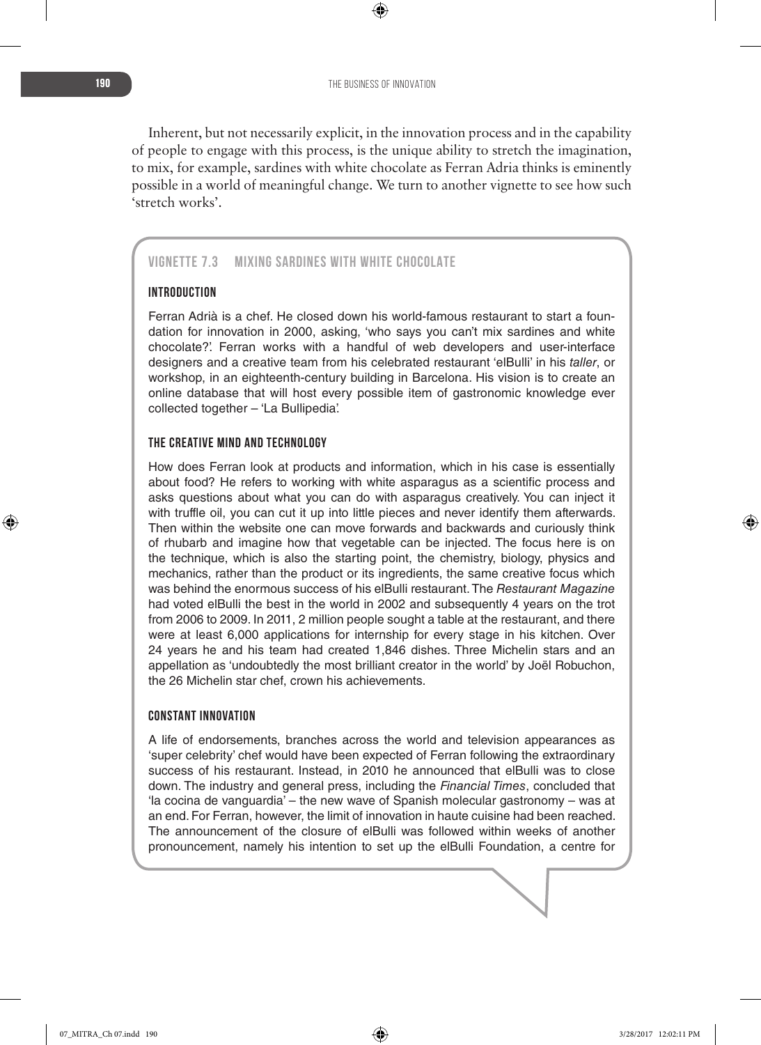Inherent, but not necessarily explicit, in the innovation process and in the capability of people to engage with this process, is the unique ability to stretch the imagination, to mix, for example, sardines with white chocolate as Ferran Adria thinks is eminently possible in a world of meaningful change. We turn to another vignette to see how such 'stretch works'.

## VIGNETTE 7.3 MIXING SARDINES WITH WHITE CHOCOLATE

### INTRODUCTION

Ferran Adrià is a chef. He closed down his world-famous restaurant to start a foundation for innovation in 2000, asking, 'who says you can't mix sardines and white chocolate?'. Ferran works with a handful of web developers and user-interface designers and a creative team from his celebrated restaurant 'elBulli' in his *taller*, or workshop, in an eighteenth-century building in Barcelona. His vision is to create an online database that will host every possible item of gastronomic knowledge ever collected together – 'La Bullipedia'.

### THE CREATIVE MIND AND TECHNOLOGY

How does Ferran look at products and information, which in his case is essentially about food? He refers to working with white asparagus as a scientific process and asks questions about what you can do with asparagus creatively. You can inject it with truffle oil, you can cut it up into little pieces and never identify them afterwards. Then within the website one can move forwards and backwards and curiously think of rhubarb and imagine how that vegetable can be injected. The focus here is on the technique, which is also the starting point, the chemistry, biology, physics and mechanics, rather than the product or its ingredients, the same creative focus which was behind the enormous success of his elBulli restaurant. The *Restaurant Magazine* had voted elBulli the best in the world in 2002 and subsequently 4 years on the trot from 2006 to 2009. In 2011, 2 million people sought a table at the restaurant, and there were at least 6,000 applications for internship for every stage in his kitchen. Over 24 years he and his team had created 1,846 dishes. Three Michelin stars and an appellation as 'undoubtedly the most brilliant creator in the world' by Joël Robuchon, the 26 Michelin star chef, crown his achievements.

### CONSTANT INNOVATION

A life of endorsements, branches across the world and television appearances as 'super celebrity' chef would have been expected of Ferran following the extraordinary success of his restaurant. Instead, in 2010 he announced that elBulli was to close down. The industry and general press, including the *Financial Times*, concluded that 'la cocina de vanguardia' – the new wave of Spanish molecular gastronomy – was at an end. For Ferran, however, the limit of innovation in haute cuisine had been reached. The announcement of the closure of elBulli was followed within weeks of another pronouncement, namely his intention to set up the elBulli Foundation, a centre for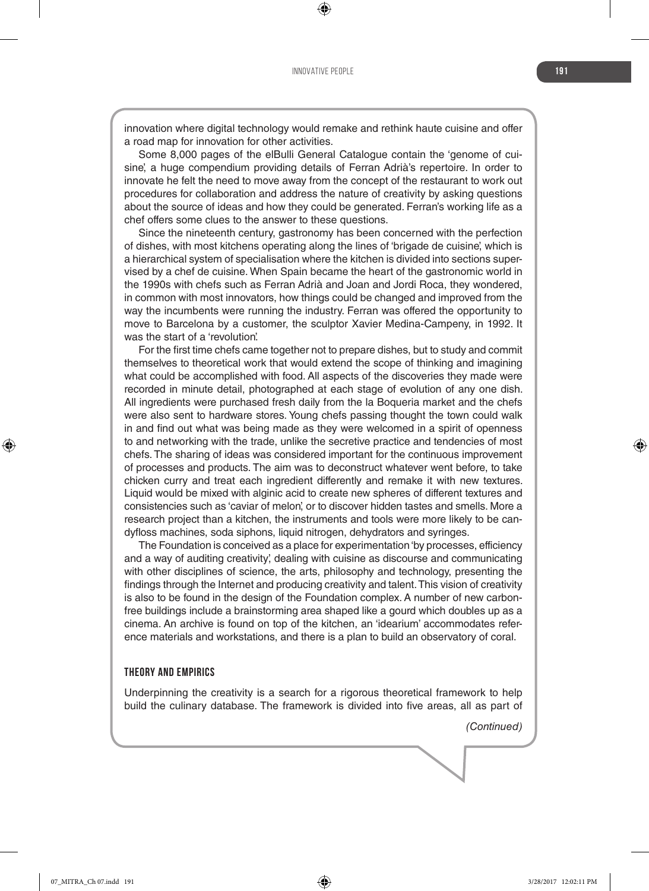innovation where digital technology would remake and rethink haute cuisine and offer a road map for innovation for other activities.

Some 8,000 pages of the elBulli General Catalogue contain the 'genome of cuisine', a huge compendium providing details of Ferran Adrià's repertoire. In order to innovate he felt the need to move away from the concept of the restaurant to work out procedures for collaboration and address the nature of creativity by asking questions about the source of ideas and how they could be generated. Ferran's working life as a chef offers some clues to the answer to these questions.

Since the nineteenth century, gastronomy has been concerned with the perfection of dishes, with most kitchens operating along the lines of 'brigade de cuisine', which is a hierarchical system of specialisation where the kitchen is divided into sections supervised by a chef de cuisine. When Spain became the heart of the gastronomic world in the 1990s with chefs such as Ferran Adrià and Joan and Jordi Roca, they wondered, in common with most innovators, how things could be changed and improved from the way the incumbents were running the industry. Ferran was offered the opportunity to move to Barcelona by a customer, the sculptor Xavier Medina-Campeny, in 1992. It was the start of a 'revolution'.

For the first time chefs came together not to prepare dishes, but to study and commit themselves to theoretical work that would extend the scope of thinking and imagining what could be accomplished with food. All aspects of the discoveries they made were recorded in minute detail, photographed at each stage of evolution of any one dish. All ingredients were purchased fresh daily from the la Boqueria market and the chefs were also sent to hardware stores. Young chefs passing thought the town could walk in and find out what was being made as they were welcomed in a spirit of openness to and networking with the trade, unlike the secretive practice and tendencies of most chefs. The sharing of ideas was considered important for the continuous improvement of processes and products. The aim was to deconstruct whatever went before, to take chicken curry and treat each ingredient differently and remake it with new textures. Liquid would be mixed with alginic acid to create new spheres of different textures and consistencies such as 'caviar of melon', or to discover hidden tastes and smells. More a research project than a kitchen, the instruments and tools were more likely to be candyfloss machines, soda siphons, liquid nitrogen, dehydrators and syringes.

The Foundation is conceived as a place for experimentation 'by processes, efficiency and a way of auditing creativity', dealing with cuisine as discourse and communicating with other disciplines of science, the arts, philosophy and technology, presenting the findings through the Internet and producing creativity and talent. This vision of creativity is also to be found in the design of the Foundation complex. A number of new carbon-free buildings include a brainstorming area shaped like a gourd which doubles up as a cinema. An archive is found on top of the kitchen, an 'idearium' accommodates reference materials and workstations, and there is a plan to build an observatory of coral.

### THEORY AND EMPIRICS

Underpinning the creativity is a search for a rigorous theoretical framework to help build the culinary database. The framework is divided into five areas, all as part of

*(Continued)*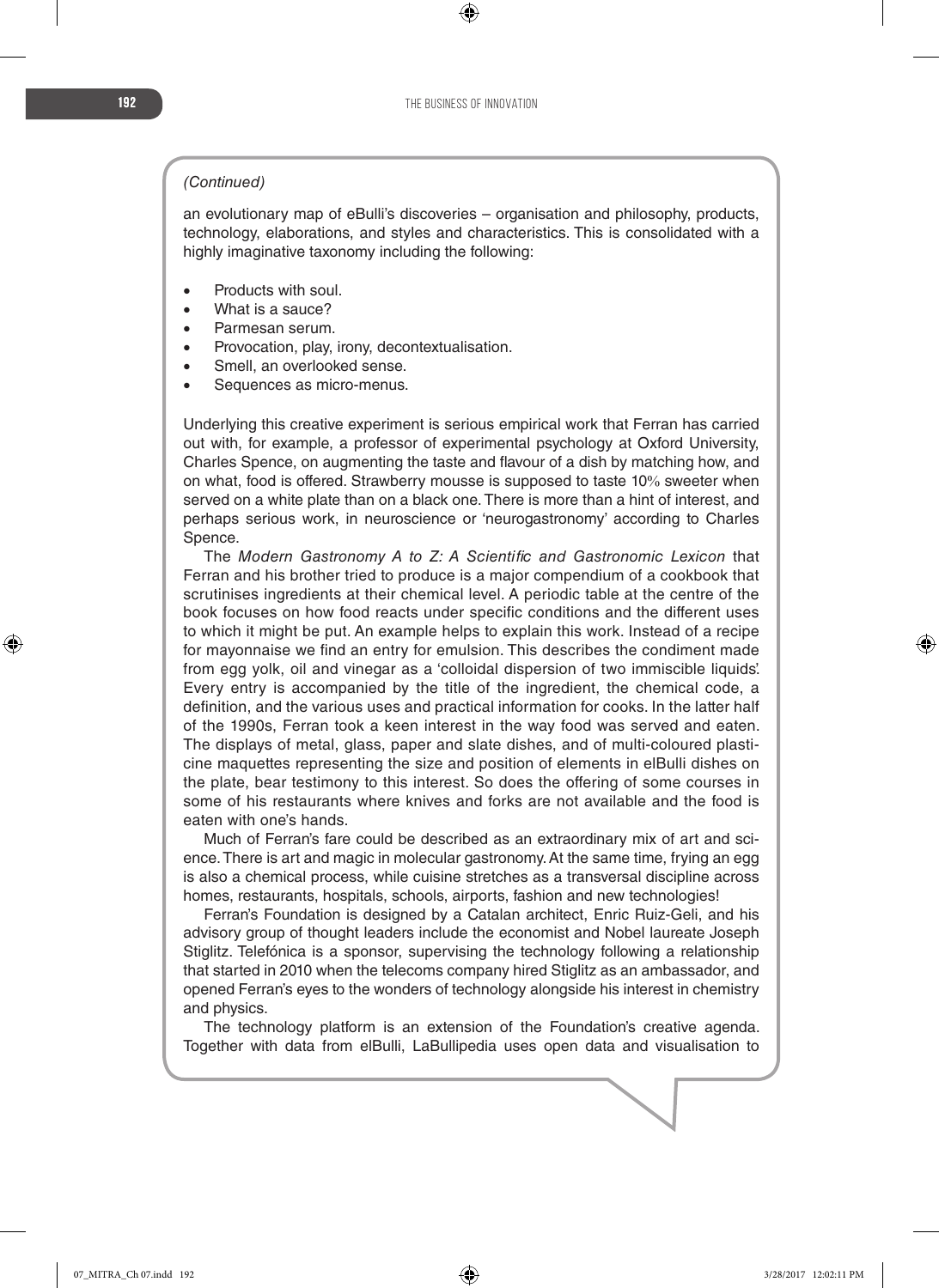*(Continued)*

an evolutionary map of eBulli's discoveries – organisation and philosophy, products, technology, elaborations, and styles and characteristics. This is consolidated with a highly imaginative taxonomy including the following:

- Products with soul.
- What is a sauce?
- Parmesan serum.
- Provocation, play, irony, decontextualisation.
- Smell, an overlooked sense.
- Sequences as micro-menus.

Underlying this creative experiment is serious empirical work that Ferran has carried out with, for example, a professor of experimental psychology at Oxford University, Charles Spence, on augmenting the taste and flavour of a dish by matching how, and on what, food is offered. Strawberry mousse is supposed to taste 10% sweeter when served on a white plate than on a black one. There is more than a hint of interest, and perhaps serious work, in neuroscience or 'neurogastronomy' according to Charles Spence.

The *Modern Gastronomy A to Z: A Scientific and Gastronomic Lexicon* that Ferran and his brother tried to produce is a major compendium of a cookbook that scrutinises ingredients at their chemical level. A periodic table at the centre of the book focuses on how food reacts under specific conditions and the different uses to which it might be put. An example helps to explain this work. Instead of a recipe for mayonnaise we find an entry for emulsion. This describes the condiment made from egg yolk, oil and vinegar as a 'colloidal dispersion of two immiscible liquids'. Every entry is accompanied by the title of the ingredient, the chemical code, a definition, and the various uses and practical information for cooks. In the latter half of the 1990s, Ferran took a keen interest in the way food was served and eaten. The displays of metal, glass, paper and slate dishes, and of multi-coloured plasticine maquettes representing the size and position of elements in elBulli dishes on the plate, bear testimony to this interest. So does the offering of some courses in some of his restaurants where knives and forks are not available and the food is eaten with one's hands.

Much of Ferran's fare could be described as an extraordinary mix of art and science. There is art and magic in molecular gastronomy. At the same time, frying an egg is also a chemical process, while cuisine stretches as a transversal discipline across homes, restaurants, hospitals, schools, airports, fashion and new technologies!

Ferran's Foundation is designed by a Catalan architect, Enric Ruiz-Geli, and his advisory group of thought leaders include the economist and Nobel laureate Joseph Stiglitz. Telefónica is a sponsor, supervising the technology following a relationship that started in 2010 when the telecoms company hired Stiglitz as an ambassador, and opened Ferran's eyes to the wonders of technology alongside his interest in chemistry and physics.

The technology platform is an extension of the Foundation's creative agenda. Together with data from elBulli, LaBullipedia uses open data and visualisation to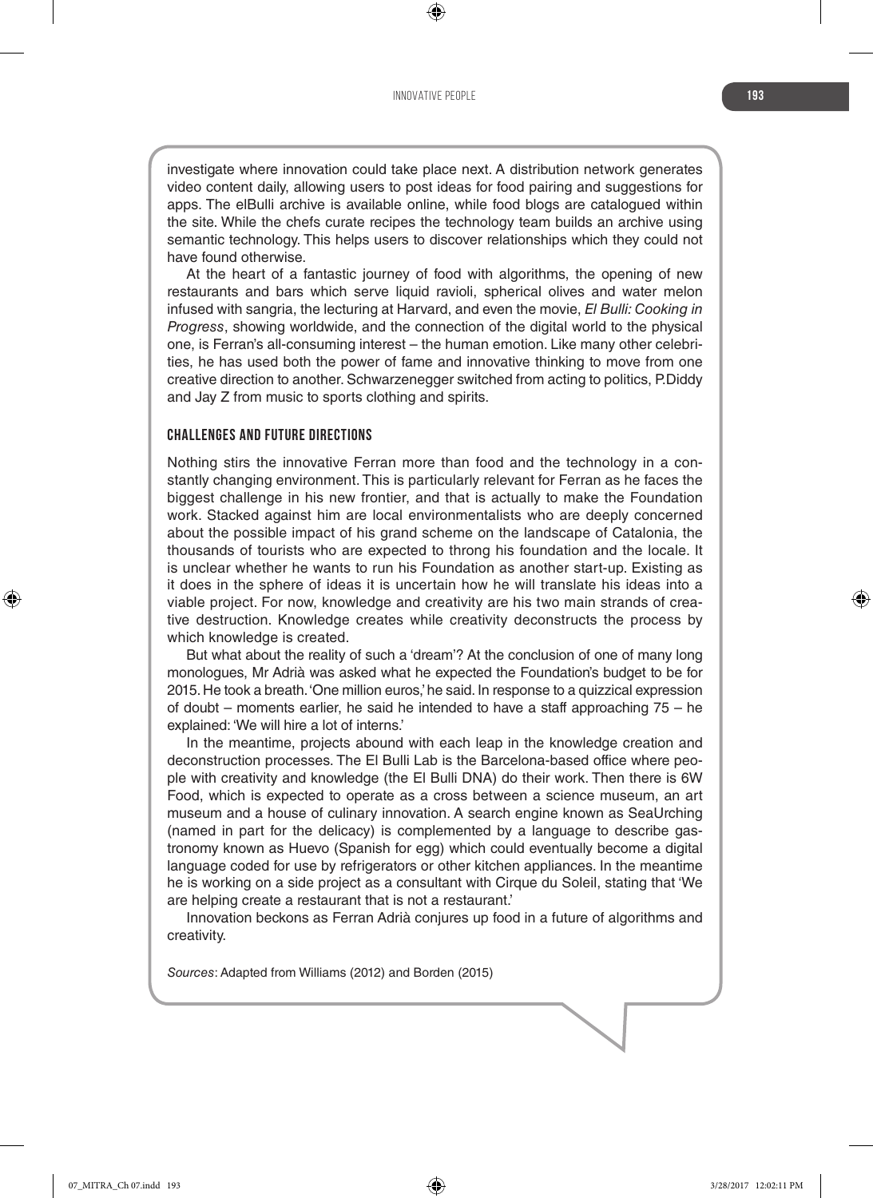investigate where innovation could take place next. A distribution network generates video content daily, allowing users to post ideas for food pairing and suggestions for apps. The elBulli archive is available online, while food blogs are catalogued within the site. While the chefs curate recipes the technology team builds an archive using semantic technology. This helps users to discover relationships which they could not have found otherwise.

At the heart of a fantastic journey of food with algorithms, the opening of new restaurants and bars which serve liquid ravioli, spherical olives and water melon infused with sangria, the lecturing at Harvard, and even the movie, *El Bulli: Cooking in Progress*, showing worldwide, and the connection of the digital world to the physical one, is Ferran's all-consuming interest – the human emotion. Like many other celebrities, he has used both the power of fame and innovative thinking to move from one creative direction to another. Schwarzenegger switched from acting to politics, P.Diddy and Jay Z from music to sports clothing and spirits.

### CHALLENGES AND FUTURE DIRECTIONS

Nothing stirs the innovative Ferran more than food and the technology in a constantly changing environment. This is particularly relevant for Ferran as he faces the biggest challenge in his new frontier, and that is actually to make the Foundation work. Stacked against him are local environmentalists who are deeply concerned about the possible impact of his grand scheme on the landscape of Catalonia, the thousands of tourists who are expected to throng his foundation and the locale. It is unclear whether he wants to run his Foundation as another start-up. Existing as it does in the sphere of ideas it is uncertain how he will translate his ideas into a viable project. For now, knowledge and creativity are his two main strands of creative destruction. Knowledge creates while creativity deconstructs the process by which knowledge is created.

But what about the reality of such a 'dream'? At the conclusion of one of many long monologues, Mr Adrià was asked what he expected the Foundation's budget to be for 2015. He took a breath. 'One million euros,' he said. In response to a quizzical expression of doubt – moments earlier, he said he intended to have a staff approaching 75 – he explained: 'We will hire a lot of interns.'

In the meantime, projects abound with each leap in the knowledge creation and deconstruction processes. The El Bulli Lab is the Barcelona-based office where people with creativity and knowledge (the El Bulli DNA) do their work. Then there is 6W Food, which is expected to operate as a cross between a science museum, an art museum and a house of culinary innovation. A search engine known as SeaUrching (named in part for the delicacy) is complemented by a language to describe gastronomy known as Huevo (Spanish for egg) which could eventually become a digital language coded for use by refrigerators or other kitchen appliances. In the meantime he is working on a side project as a consultant with Cirque du Soleil, stating that 'We are helping create a restaurant that is not a restaurant.'

Innovation beckons as Ferran Adrià conjures up food in a future of algorithms and creativity.

*Sources*: Adapted from Williams (2012) and Borden (2015)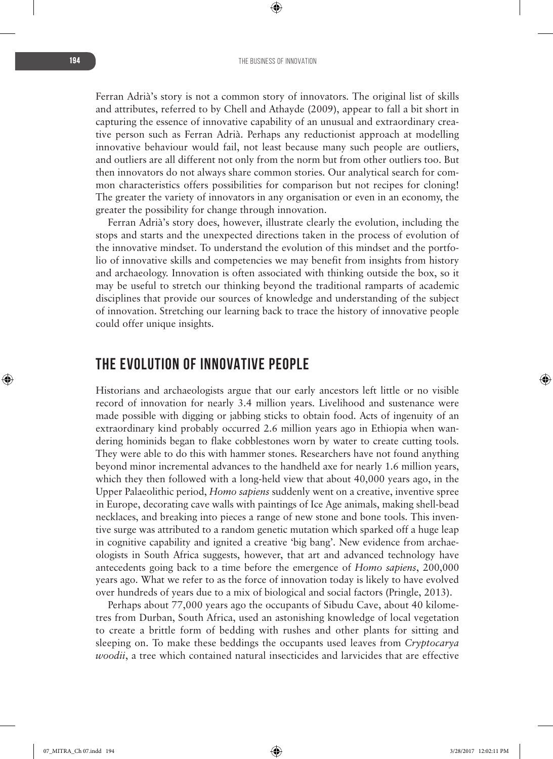Ferran Adrià's story is not a common story of innovators. The original list of skills and attributes, referred to by Chell and Athayde (2009), appear to fall a bit short in capturing the essence of innovative capability of an unusual and extraordinary creative person such as Ferran Adrià. Perhaps any reductionist approach at modelling innovative behaviour would fail, not least because many such people are outliers, and outliers are all different not only from the norm but from other outliers too. But then innovators do not always share common stories. Our analytical search for common characteristics offers possibilities for comparison but not recipes for cloning! The greater the variety of innovators in any organisation or even in an economy, the greater the possibility for change through innovation.

Ferran Adrià's story does, however, illustrate clearly the evolution, including the stops and starts and the unexpected directions taken in the process of evolution of the innovative mindset. To understand the evolution of this mindset and the portfolio of innovative skills and competencies we may benefit from insights from history and archaeology. Innovation is often associated with thinking outside the box, so it may be useful to stretch our thinking beyond the traditional ramparts of academic disciplines that provide our sources of knowledge and understanding of the subject of innovation. Stretching our learning back to trace the history of innovative people could offer unique insights.

## THE EVOLUTION OF INNOVATIVE PEOPLE

Historians and archaeologists argue that our early ancestors left little or no visible record of innovation for nearly 3.4 million years. Livelihood and sustenance were made possible with digging or jabbing sticks to obtain food. Acts of ingenuity of an extraordinary kind probably occurred 2.6 million years ago in Ethiopia when wandering hominids began to flake cobblestones worn by water to create cutting tools. They were able to do this with hammer stones. Researchers have not found anything beyond minor incremental advances to the handheld axe for nearly 1.6 million years, which they then followed with a long-held view that about 40,000 years ago, in the Upper Palaeolithic period, *Homo sapiens* suddenly went on a creative, inventive spree in Europe, decorating cave walls with paintings of Ice Age animals, making shell-bead necklaces, and breaking into pieces a range of new stone and bone tools. This inventive surge was attributed to a random genetic mutation which sparked off a huge leap in cognitive capability and ignited a creative 'big bang'. New evidence from archaeologists in South Africa suggests, however, that art and advanced technology have antecedents going back to a time before the emergence of *Homo sapiens*, 200,000 years ago. What we refer to as the force of innovation today is likely to have evolved over hundreds of years due to a mix of biological and social factors (Pringle, 2013).

Perhaps about 77,000 years ago the occupants of Sibudu Cave, about 40 kilometres from Durban, South Africa, used an astonishing knowledge of local vegetation to create a brittle form of bedding with rushes and other plants for sitting and sleeping on. To make these beddings the occupants used leaves from *Cryptocarya woodii*, a tree which contained natural insecticides and larvicides that are effective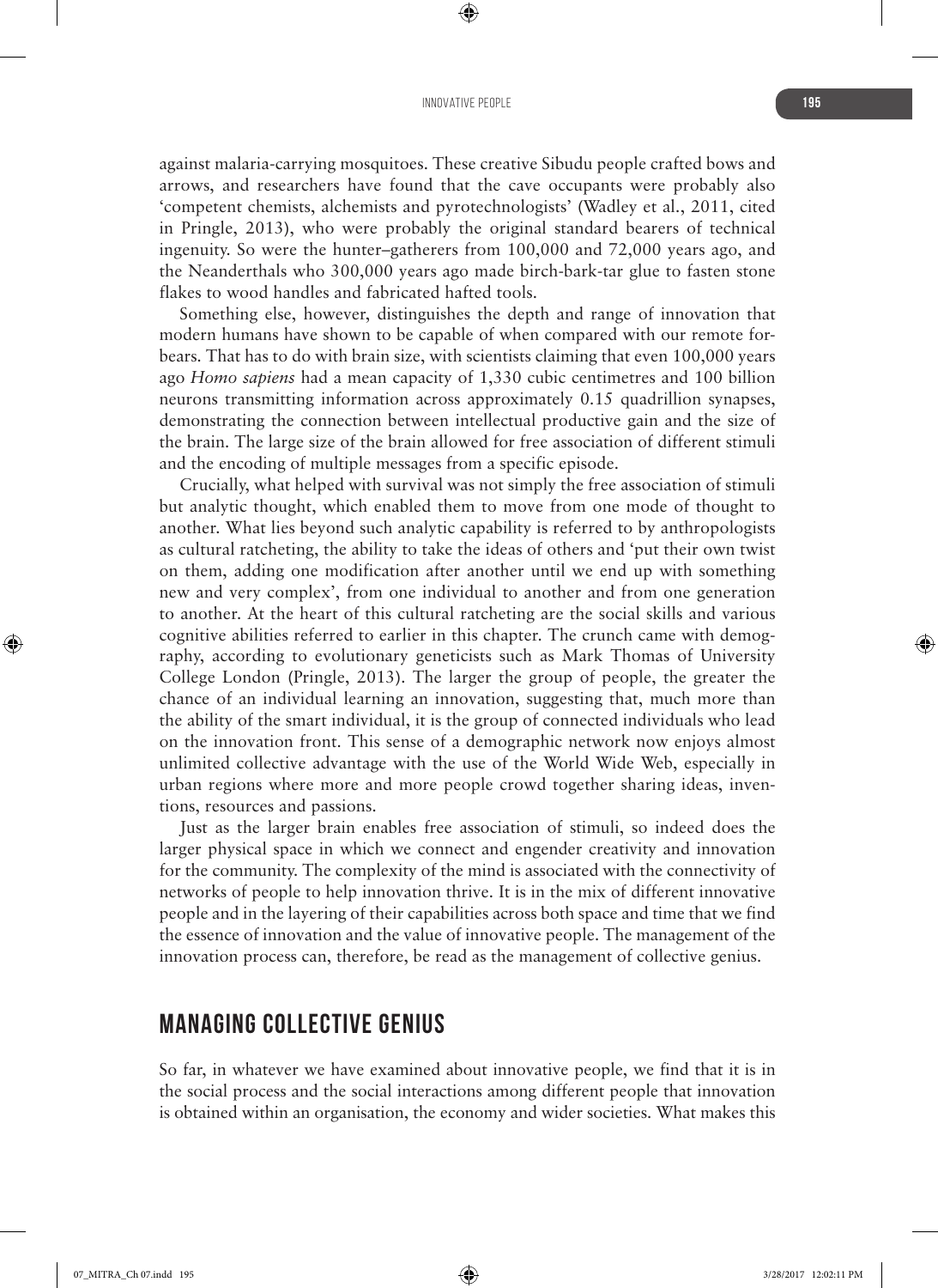against malaria-carrying mosquitoes. These creative Sibudu people crafted bows and arrows, and researchers have found that the cave occupants were probably also 'competent chemists, alchemists and pyrotechnologists' (Wadley et al., 2011, cited in Pringle, 2013), who were probably the original standard bearers of technical ingenuity. So were the hunter–gatherers from 100,000 and 72,000 years ago, and the Neanderthals who 300,000 years ago made birch-bark-tar glue to fasten stone flakes to wood handles and fabricated hafted tools.

Something else, however, distinguishes the depth and range of innovation that modern humans have shown to be capable of when compared with our remote forbears. That has to do with brain size, with scientists claiming that even 100,000 years ago *Homo sapiens* had a mean capacity of 1,330 cubic centimetres and 100 billion neurons transmitting information across approximately 0.15 quadrillion synapses, demonstrating the connection between intellectual productive gain and the size of the brain. The large size of the brain allowed for free association of different stimuli and the encoding of multiple messages from a specific episode.

Crucially, what helped with survival was not simply the free association of stimuli but analytic thought, which enabled them to move from one mode of thought to another. What lies beyond such analytic capability is referred to by anthropologists as cultural ratcheting, the ability to take the ideas of others and 'put their own twist on them, adding one modification after another until we end up with something new and very complex', from one individual to another and from one generation to another. At the heart of this cultural ratcheting are the social skills and various cognitive abilities referred to earlier in this chapter. The crunch came with demography, according to evolutionary geneticists such as Mark Thomas of University College London (Pringle, 2013). The larger the group of people, the greater the chance of an individual learning an innovation, suggesting that, much more than the ability of the smart individual, it is the group of connected individuals who lead on the innovation front. This sense of a demographic network now enjoys almost unlimited collective advantage with the use of the World Wide Web, especially in urban regions where more and more people crowd together sharing ideas, inventions, resources and passions.

Just as the larger brain enables free association of stimuli, so indeed does the larger physical space in which we connect and engender creativity and innovation for the community. The complexity of the mind is associated with the connectivity of networks of people to help innovation thrive. It is in the mix of different innovative people and in the layering of their capabilities across both space and time that we find the essence of innovation and the value of innovative people. The management of the innovation process can, therefore, be read as the management of collective genius.

## MANAGING COLLECTIVE GENIUS

So far, in whatever we have examined about innovative people, we find that it is in the social process and the social interactions among different people that innovation is obtained within an organisation, the economy and wider societies. What makes this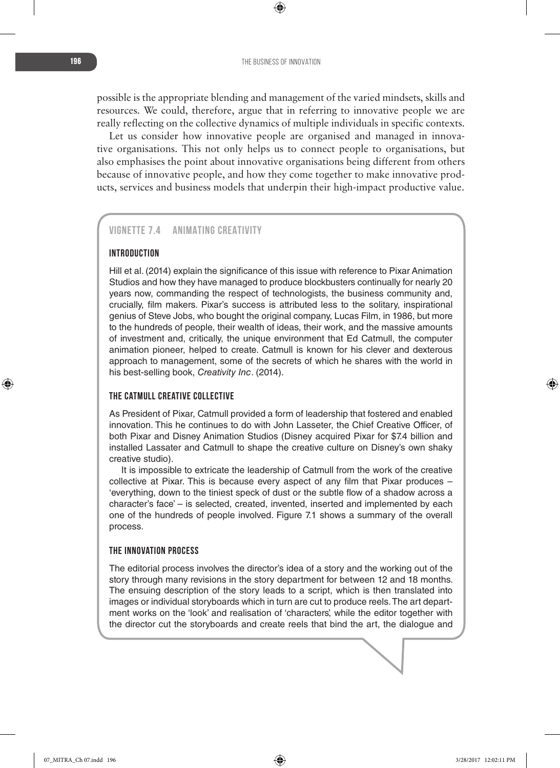possible is the appropriate blending and management of the varied mindsets, skills and resources. We could, therefore, argue that in referring to innovative people we are really reflecting on the collective dynamics of multiple individuals in specific contexts.

Let us consider how innovative people are organised and managed in innovative organisations. This not only helps us to connect people to organisations, but also emphasises the point about innovative organisations being different from others because of innovative people, and how they come together to make innovative products, services and business models that underpin their high-impact productive value.

## VIGNETTE 7.4 ANIMATING CREATIVITY

### INTRODUCTION

Hill et al. (2014) explain the significance of this issue with reference to Pixar Animation Studios and how they have managed to produce blockbusters continually for nearly 20 years now, commanding the respect of technologists, the business community and, crucially, film makers. Pixar's success is attributed less to the solitary, inspirational genius of Steve Jobs, who bought the original company, Lucas Film, in 1986, but more to the hundreds of people, their wealth of ideas, their work, and the massive amounts of investment and, critically, the unique environment that Ed Catmull, the computer animation pioneer, helped to create. Catmull is known for his clever and dexterous approach to management, some of the secrets of which he shares with the world in his best-selling book, *Creativity Inc*. (2014).

### THE CATMULL CREATIVE COLLECTIVE

As President of Pixar, Catmull provided a form of leadership that fostered and enabled innovation. This he continues to do with John Lasseter, the Chief Creative Officer, of both Pixar and Disney Animation Studios (Disney acquired Pixar for $7.4 billion and installed Lassater and Catmull to shape the creative culture on Disney's own shaky creative studio).

It is impossible to extricate the leadership of Catmull from the work of the creative collective at Pixar. This is because every aspect of any film that Pixar produces – 'everything, down to the tiniest speck of dust or the subtle flow of a shadow across a character's face' – is selected, created, invented, inserted and implemented by each one of the hundreds of people involved. Figure 7.1 shows a summary of the overall process.

### THE INNOVATION PROCESS

The editorial process involves the director's idea of a story and the working out of the story through many revisions in the story department for between 12 and 18 months. The ensuing description of the story leads to a script, which is then translated into images or individual storyboards which in turn are cut to produce reels. The art department works on the 'look' and realisation of 'characters', while the editor together with the director cut the storyboards and create reels that bind the art, the dialogue and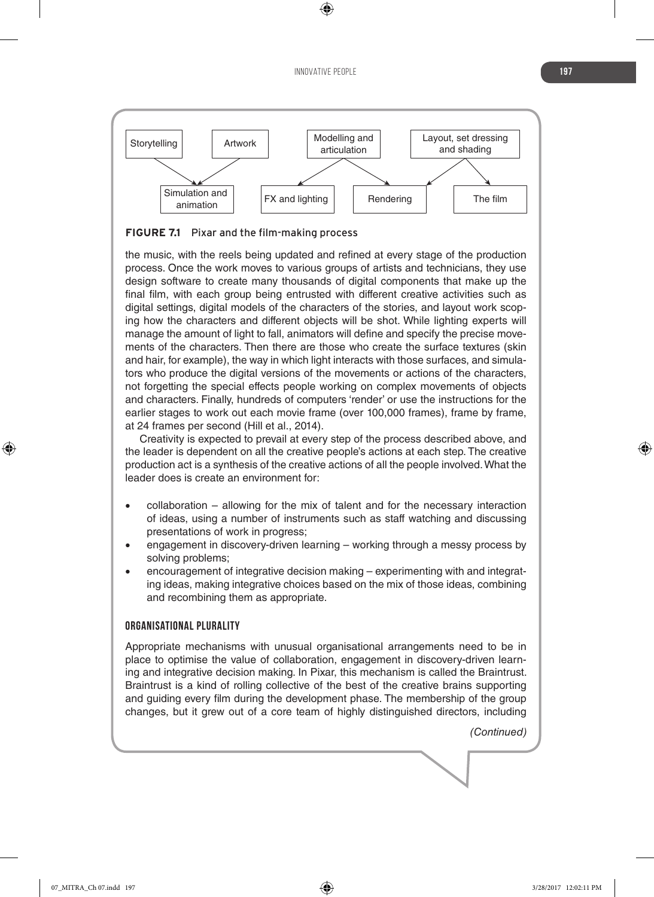Storytelling

Artwork

Modelling and articulation

Layout, set dressing and shading

Simulation and animation

FX and lighting

Rendering

The film

**FIGURE 7.1** Pixar and the film-making process

the music, with the reels being updated and refined at every stage of the production process. Once the work moves to various groups of artists and technicians, they use design software to create many thousands of digital components that make up the final film, with each group being entrusted with different creative activities such as digital settings, digital models of the characters of the stories, and layout work scoping how the characters and different objects will be shot. While lighting experts will manage the amount of light to fall, animators will define and specify the precise movements of the characters. Then there are those who create the surface textures (skin and hair, for example), the way in which light interacts with those surfaces, and simulators who produce the digital versions of the movements or actions of the characters, not forgetting the special effects people working on complex movements of objects and characters. Finally, hundreds of computers 'render' or use the instructions for the earlier stages to work out each movie frame (over 100,000 frames), frame by frame, at 24 frames per second (Hill et al., 2014).

Creativity is expected to prevail at every step of the process described above, and the leader is dependent on all the creative people's actions at each step. The creative production act is a synthesis of the creative actions of all the people involved. What the leader does is create an environment for:

- collaboration – allowing for the mix of talent and for the necessary interaction of ideas, using a number of instruments such as staff watching and discussing presentations of work in progress;
- engagement in discovery-driven learning – working through a messy process by solving problems;
- encouragement of integrative decision making – experimenting with and integrating ideas, making integrative choices based on the mix of those ideas, combining and recombining them as appropriate.

### ORGANISATIONAL PLURALITY

Appropriate mechanisms with unusual organisational arrangements need to be in place to optimise the value of collaboration, engagement in discovery-driven learning and integrative decision making. In Pixar, this mechanism is called the Braintrust. Braintrust is a kind of rolling collective of the best of the creative brains supporting and guiding every film during the development phase. The membership of the group changes, but it grew out of a core team of highly distinguished directors, including

*(Continued)*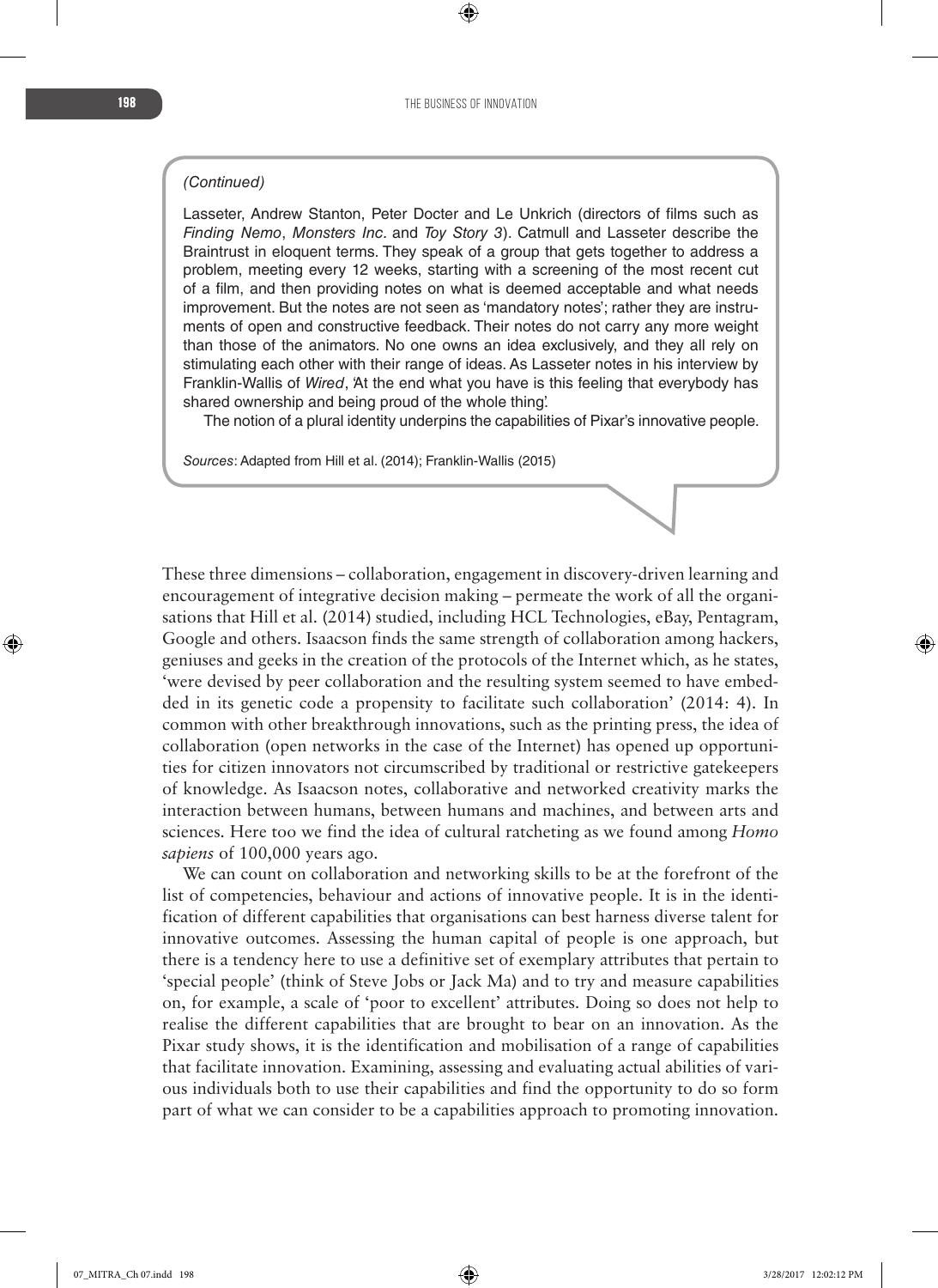*(Continued)*

Lasseter, Andrew Stanton, Peter Docter and Le Unkrich (directors of films such as *Finding Nemo*, *Monsters Inc.* and *Toy Story 3*). Catmull and Lasseter describe the Braintrust in eloquent terms. They speak of a group that gets together to address a problem, meeting every 12 weeks, starting with a screening of the most recent cut of a film, and then providing notes on what is deemed acceptable and what needs improvement. But the notes are not seen as 'mandatory notes'; rather they are instruments of open and constructive feedback. Their notes do not carry any more weight than those of the animators. No one owns an idea exclusively, and they all rely on stimulating each other with their range of ideas. As Lasseter notes in his interview by Franklin-Wallis of *Wired*, 'At the end what you have is this feeling that everybody has shared ownership and being proud of the whole thing'.

The notion of a plural identity underpins the capabilities of Pixar's innovative people.

*Sources*: Adapted from Hill et al. (2014); Franklin-Wallis (2015)

These three dimensions – collaboration, engagement in discovery-driven learning and encouragement of integrative decision making – permeate the work of all the organisations that Hill et al. (2014) studied, including HCL Technologies, eBay, Pentagram, Google and others. Isaacson finds the same strength of collaboration among hackers, geniuses and geeks in the creation of the protocols of the Internet which, as he states, 'were devised by peer collaboration and the resulting system seemed to have embedded in its genetic code a propensity to facilitate such collaboration' (2014: 4). In common with other breakthrough innovations, such as the printing press, the idea of collaboration (open networks in the case of the Internet) has opened up opportunities for citizen innovators not circumscribed by traditional or restrictive gatekeepers of knowledge. As Isaacson notes, collaborative and networked creativity marks the interaction between humans, between humans and machines, and between arts and sciences. Here too we find the idea of cultural ratcheting as we found among *Homo sapiens* of 100,000 years ago.

We can count on collaboration and networking skills to be at the forefront of the list of competencies, behaviour and actions of innovative people. It is in the identification of different capabilities that organisations can best harness diverse talent for innovative outcomes. Assessing the human capital of people is one approach, but there is a tendency here to use a definitive set of exemplary attributes that pertain to 'special people' (think of Steve Jobs or Jack Ma) and to try and measure capabilities on, for example, a scale of 'poor to excellent' attributes. Doing so does not help to realise the different capabilities that are brought to bear on an innovation. As the Pixar study shows, it is the identification and mobilisation of a range of capabilities that facilitate innovation. Examining, assessing and evaluating actual abilities of various individuals both to use their capabilities and find the opportunity to do so form part of what we can consider to be a capabilities approach to promoting innovation.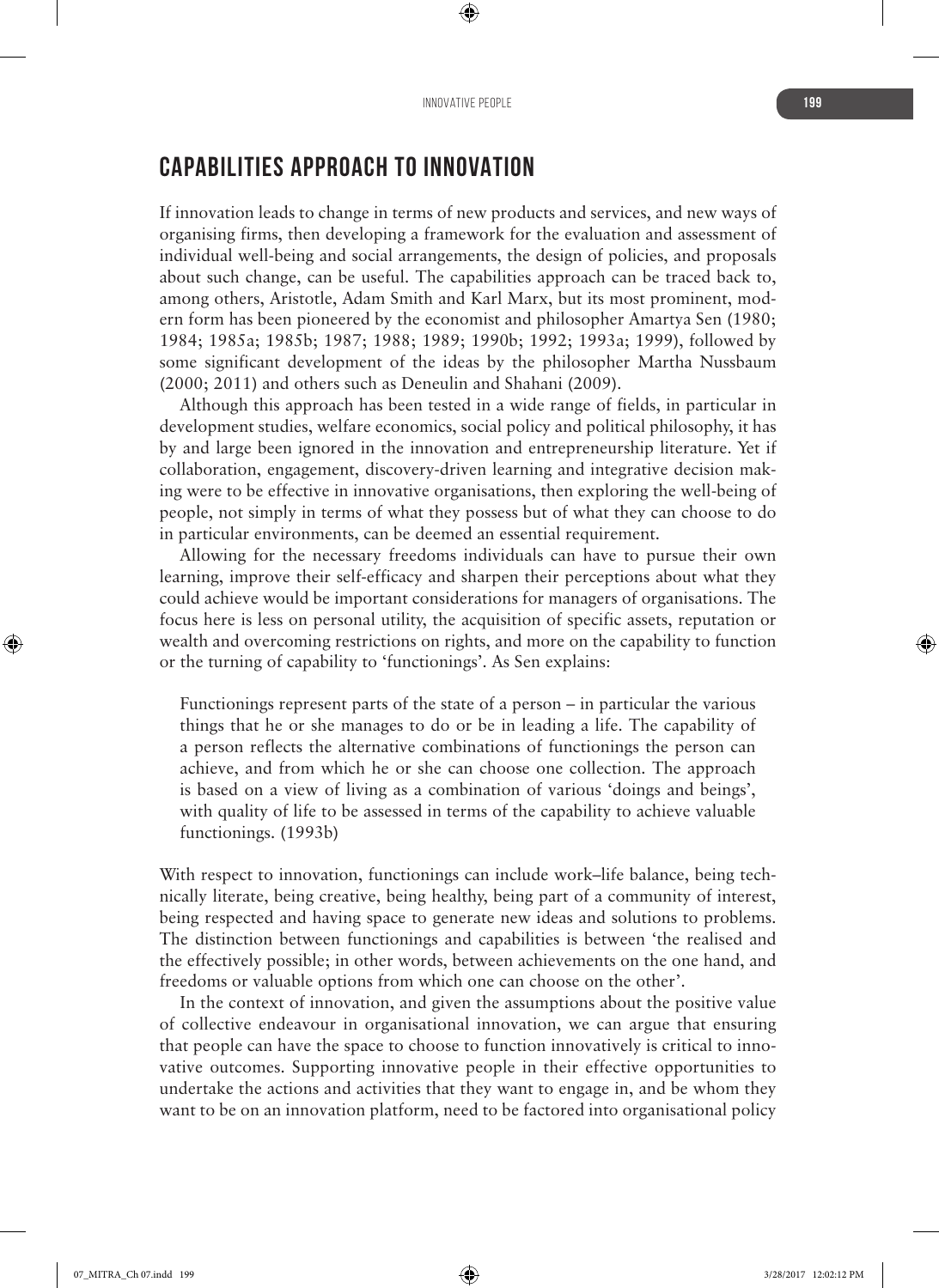## CAPABILITIES APPROACH TO INNOVATION

If innovation leads to change in terms of new products and services, and new ways of organising firms, then developing a framework for the evaluation and assessment of individual well-being and social arrangements, the design of policies, and proposals about such change, can be useful. The capabilities approach can be traced back to, among others, Aristotle, Adam Smith and Karl Marx, but its most prominent, modern form has been pioneered by the economist and philosopher Amartya Sen (1980; 1984; 1985a; 1985b; 1987; 1988; 1989; 1990b; 1992; 1993a; 1999), followed by some significant development of the ideas by the philosopher Martha Nussbaum (2000; 2011) and others such as Deneulin and Shahani (2009).

Although this approach has been tested in a wide range of fields, in particular in development studies, welfare economics, social policy and political philosophy, it has by and large been ignored in the innovation and entrepreneurship literature. Yet if collaboration, engagement, discovery-driven learning and integrative decision making were to be effective in innovative organisations, then exploring the well-being of people, not simply in terms of what they possess but of what they can choose to do in particular environments, can be deemed an essential requirement.

Allowing for the necessary freedoms individuals can have to pursue their own learning, improve their self-efficacy and sharpen their perceptions about what they could achieve would be important considerations for managers of organisations. The focus here is less on personal utility, the acquisition of specific assets, reputation or wealth and overcoming restrictions on rights, and more on the capability to function or the turning of capability to 'functionings'. As Sen explains:

> Functionings represent parts of the state of a person – in particular the various things that he or she manages to do or be in leading a life. The capability of a person reflects the alternative combinations of functionings the person can achieve, and from which he or she can choose one collection. The approach is based on a view of living as a combination of various 'doings and beings', with quality of life to be assessed in terms of the capability to achieve valuable functionings. (1993b)

With respect to innovation, functionings can include work–life balance, being technically literate, being creative, being healthy, being part of a community of interest, being respected and having space to generate new ideas and solutions to problems. The distinction between functionings and capabilities is between 'the realised and the effectively possible; in other words, between achievements on the one hand, and freedoms or valuable options from which one can choose on the other'.

In the context of innovation, and given the assumptions about the positive value of collective endeavour in organisational innovation, we can argue that ensuring that people can have the space to choose to function innovatively is critical to innovative outcomes. Supporting innovative people in their effective opportunities to undertake the actions and activities that they want to engage in, and be whom they want to be on an innovation platform, need to be factored into organisational policy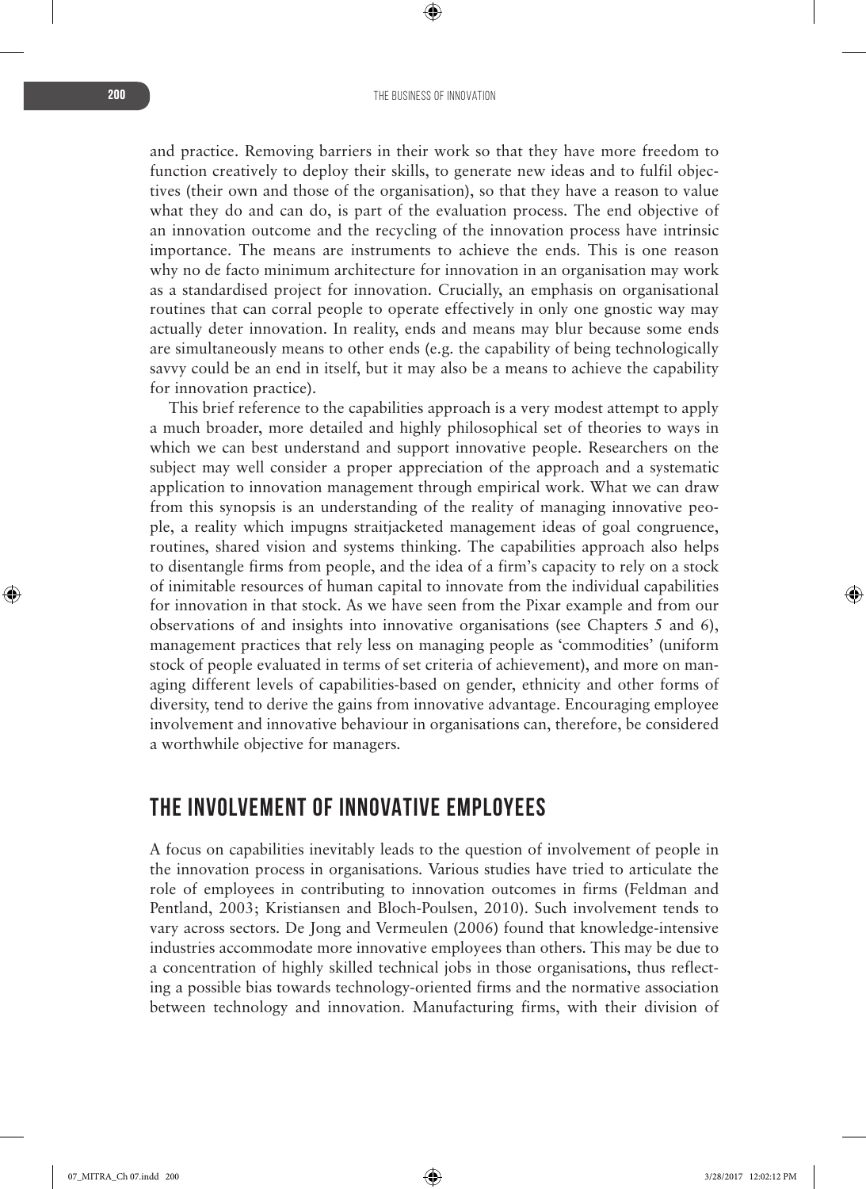and practice. Removing barriers in their work so that they have more freedom to function creatively to deploy their skills, to generate new ideas and to fulfil objectives (their own and those of the organisation), so that they have a reason to value what they do and can do, is part of the evaluation process. The end objective of an innovation outcome and the recycling of the innovation process have intrinsic importance. The means are instruments to achieve the ends. This is one reason why no de facto minimum architecture for innovation in an organisation may work as a standardised project for innovation. Crucially, an emphasis on organisational routines that can corral people to operate effectively in only one gnostic way may actually deter innovation. In reality, ends and means may blur because some ends are simultaneously means to other ends (e.g. the capability of being technologically savvy could be an end in itself, but it may also be a means to achieve the capability for innovation practice).

This brief reference to the capabilities approach is a very modest attempt to apply a much broader, more detailed and highly philosophical set of theories to ways in which we can best understand and support innovative people. Researchers on the subject may well consider a proper appreciation of the approach and a systematic application to innovation management through empirical work. What we can draw from this synopsis is an understanding of the reality of managing innovative people, a reality which impugns straitjacketed management ideas of goal congruence, routines, shared vision and systems thinking. The capabilities approach also helps to disentangle firms from people, and the idea of a firm's capacity to rely on a stock of inimitable resources of human capital to innovate from the individual capabilities for innovation in that stock. As we have seen from the Pixar example and from our observations of and insights into innovative organisations (see Chapters 5 and 6), management practices that rely less on managing people as 'commodities' (uniform stock of people evaluated in terms of set criteria of achievement), and more on managing different levels of capabilities-based on gender, ethnicity and other forms of diversity, tend to derive the gains from innovative advantage. Encouraging employee involvement and innovative behaviour in organisations can, therefore, be considered a worthwhile objective for managers.

## THE INVOLVEMENT OF INNOVATIVE EMPLOYEES

A focus on capabilities inevitably leads to the question of involvement of people in the innovation process in organisations. Various studies have tried to articulate the role of employees in contributing to innovation outcomes in firms (Feldman and Pentland, 2003; Kristiansen and Bloch-Poulsen, 2010). Such involvement tends to vary across sectors. De Jong and Vermeulen (2006) found that knowledge-intensive industries accommodate more innovative employees than others. This may be due to a concentration of highly skilled technical jobs in those organisations, thus reflecting a possible bias towards technology-oriented firms and the normative association between technology and innovation. Manufacturing firms, with their division of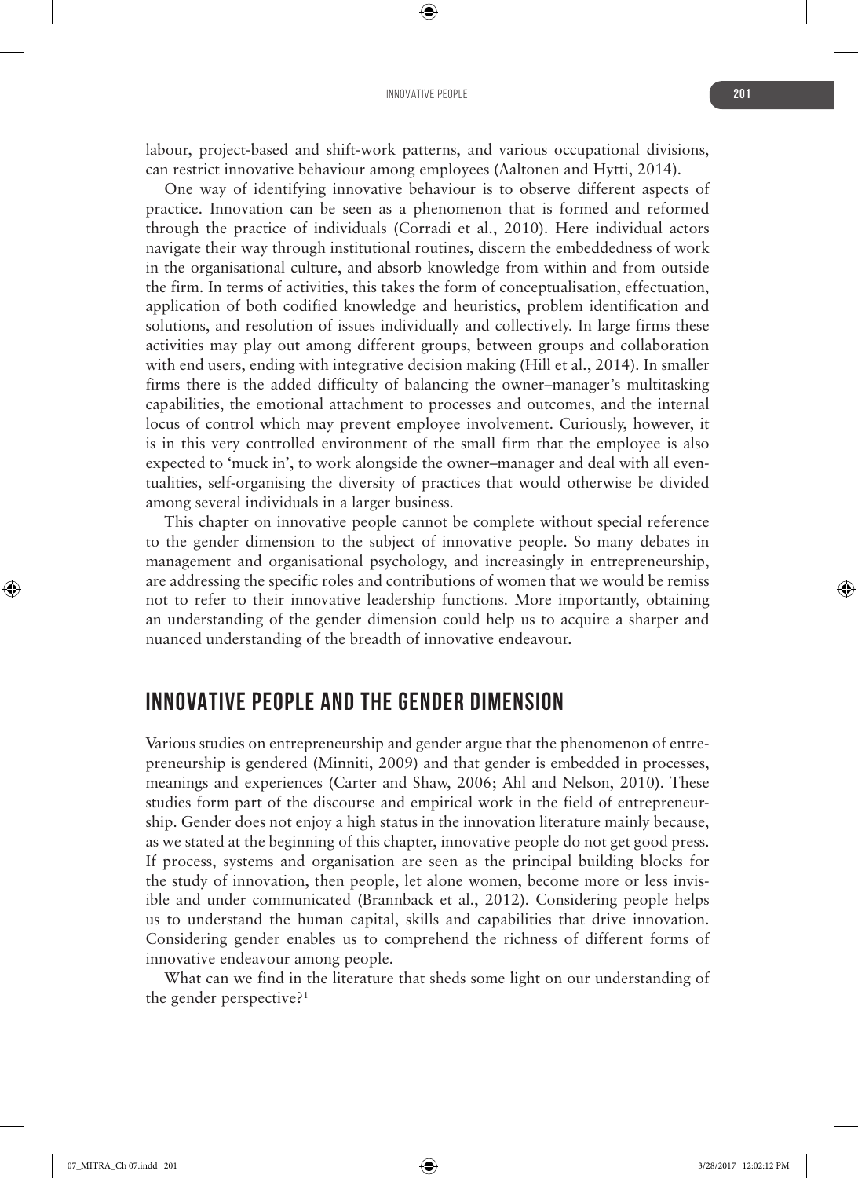labour, project-based and shift-work patterns, and various occupational divisions, can restrict innovative behaviour among employees (Aaltonen and Hytti, 2014).

One way of identifying innovative behaviour is to observe different aspects of practice. Innovation can be seen as a phenomenon that is formed and reformed through the practice of individuals (Corradi et al., 2010). Here individual actors navigate their way through institutional routines, discern the embeddedness of work in the organisational culture, and absorb knowledge from within and from outside the firm. In terms of activities, this takes the form of conceptualisation, effectuation, application of both codified knowledge and heuristics, problem identification and solutions, and resolution of issues individually and collectively. In large firms these activities may play out among different groups, between groups and collaboration with end users, ending with integrative decision making (Hill et al., 2014). In smaller firms there is the added difficulty of balancing the owner–manager's multitasking capabilities, the emotional attachment to processes and outcomes, and the internal locus of control which may prevent employee involvement. Curiously, however, it is in this very controlled environment of the small firm that the employee is also expected to 'muck in', to work alongside the owner–manager and deal with all eventualities, self-organising the diversity of practices that would otherwise be divided among several individuals in a larger business.

This chapter on innovative people cannot be complete without special reference to the gender dimension to the subject of innovative people. So many debates in management and organisational psychology, and increasingly in entrepreneurship, are addressing the specific roles and contributions of women that we would be remiss not to refer to their innovative leadership functions. More importantly, obtaining an understanding of the gender dimension could help us to acquire a sharper and nuanced understanding of the breadth of innovative endeavour.

## INNOVATIVE PEOPLE AND THE GENDER DIMENSION

Various studies on entrepreneurship and gender argue that the phenomenon of entrepreneurship is gendered (Minniti, 2009) and that gender is embedded in processes, meanings and experiences (Carter and Shaw, 2006; Ahl and Nelson, 2010). These studies form part of the discourse and empirical work in the field of entrepreneurship. Gender does not enjoy a high status in the innovation literature mainly because, as we stated at the beginning of this chapter, innovative people do not get good press. If process, systems and organisation are seen as the principal building blocks for the study of innovation, then people, let alone women, become more or less invisible and under communicated (Brannback et al., 2012). Considering people helps us to understand the human capital, skills and capabilities that drive innovation. Considering gender enables us to comprehend the richness of different forms of innovative endeavour among people.

What can we find in the literature that sheds some light on our understanding of the gender perspective?[1]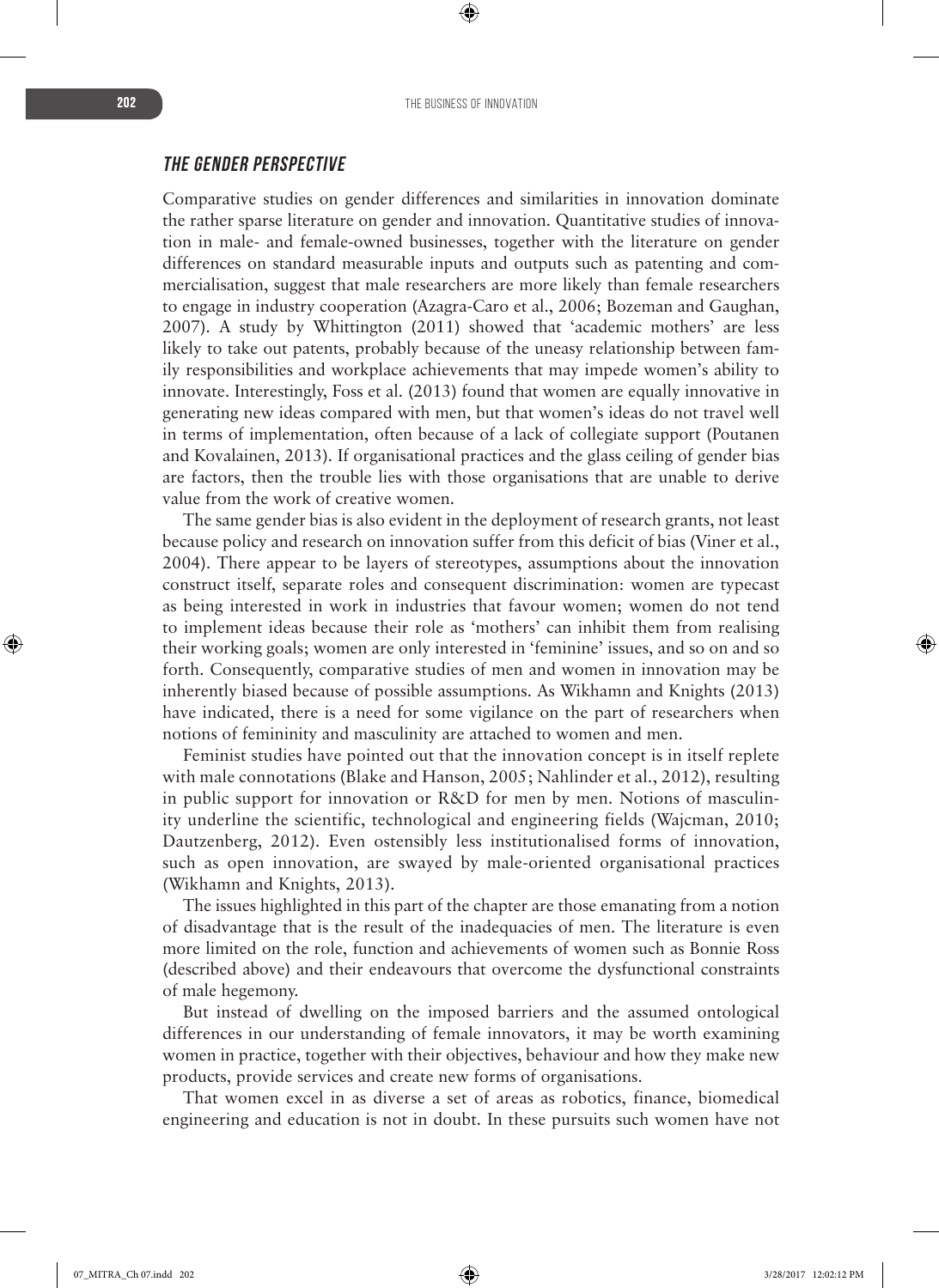## *THE GENDER PERSPECTIVE*

Comparative studies on gender differences and similarities in innovation dominate the rather sparse literature on gender and innovation. Quantitative studies of innovation in male- and female-owned businesses, together with the literature on gender differences on standard measurable inputs and outputs such as patenting and commercialisation, suggest that male researchers are more likely than female researchers to engage in industry cooperation (Azagra-Caro et al., 2006; Bozeman and Gaughan, 2007). A study by Whittington (2011) showed that 'academic mothers' are less likely to take out patents, probably because of the uneasy relationship between family responsibilities and workplace achievements that may impede women's ability to innovate. Interestingly, Foss et al. (2013) found that women are equally innovative in generating new ideas compared with men, but that women's ideas do not travel well in terms of implementation, often because of a lack of collegiate support (Poutanen and Kovalainen, 2013). If organisational practices and the glass ceiling of gender bias are factors, then the trouble lies with those organisations that are unable to derive value from the work of creative women.

The same gender bias is also evident in the deployment of research grants, not least because policy and research on innovation suffer from this deficit of bias (Viner et al., 2004). There appear to be layers of stereotypes, assumptions about the innovation construct itself, separate roles and consequent discrimination: women are typecast as being interested in work in industries that favour women; women do not tend to implement ideas because their role as 'mothers' can inhibit them from realising their working goals; women are only interested in 'feminine' issues, and so on and so forth. Consequently, comparative studies of men and women in innovation may be inherently biased because of possible assumptions. As Wikhamn and Knights (2013) have indicated, there is a need for some vigilance on the part of researchers when notions of femininity and masculinity are attached to women and men.

Feminist studies have pointed out that the innovation concept is in itself replete with male connotations (Blake and Hanson, 2005; Nahlinder et al., 2012), resulting in public support for innovation or R&D for men by men. Notions of masculinity underline the scientific, technological and engineering fields (Wajcman, 2010; Dautzenberg, 2012). Even ostensibly less institutionalised forms of innovation, such as open innovation, are swayed by male-oriented organisational practices (Wikhamn and Knights, 2013).

The issues highlighted in this part of the chapter are those emanating from a notion of disadvantage that is the result of the inadequacies of men. The literature is even more limited on the role, function and achievements of women such as Bonnie Ross (described above) and their endeavours that overcome the dysfunctional constraints of male hegemony.

But instead of dwelling on the imposed barriers and the assumed ontological differences in our understanding of female innovators, it may be worth examining women in practice, together with their objectives, behaviour and how they make new products, provide services and create new forms of organisations.

That women excel in as diverse a set of areas as robotics, finance, biomedical engineering and education is not in doubt. In these pursuits such women have not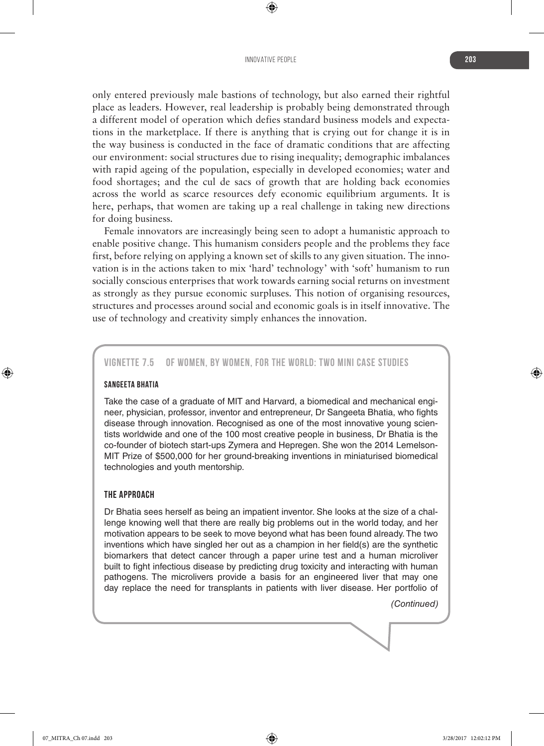only entered previously male bastions of technology, but also earned their rightful place as leaders. However, real leadership is probably being demonstrated through a different model of operation which defies standard business models and expectations in the marketplace. If there is anything that is crying out for change it is in the way business is conducted in the face of dramatic conditions that are affecting our environment: social structures due to rising inequality; demographic imbalances with rapid ageing of the population, especially in developed economies; water and food shortages; and the cul de sacs of growth that are holding back economies across the world as scarce resources defy economic equilibrium arguments. It is here, perhaps, that women are taking up a real challenge in taking new directions for doing business.

Female innovators are increasingly being seen to adopt a humanistic approach to enable positive change. This humanism considers people and the problems they face first, before relying on applying a known set of skills to any given situation. The innovation is in the actions taken to mix 'hard' technology' with 'soft' humanism to run socially conscious enterprises that work towards earning social returns on investment as strongly as they pursue economic surpluses. This notion of organising resources, structures and processes around social and economic goals is in itself innovative. The use of technology and creativity simply enhances the innovation.

## VIGNETTE 7.5 OF WOMEN, BY WOMEN, FOR THE WORLD: TWO MINI CASE STUDIES

### SANGEETA BHATIA

Take the case of a graduate of MIT and Harvard, a biomedical and mechanical engineer, physician, professor, inventor and entrepreneur, Dr Sangeeta Bhatia, who fights disease through innovation. Recognised as one of the most innovative young scientists worldwide and one of the 100 most creative people in business, Dr Bhatia is the co-founder of biotech start-ups Zymera and Hepregen. She won the 2014 Lemelson-MIT Prize of $500,000 for her ground-breaking inventions in miniaturised biomedical technologies and youth mentorship.

### THE APPROACH

Dr Bhatia sees herself as being an impatient inventor. She looks at the size of a challenge knowing well that there are really big problems out in the world today, and her motivation appears to be seek to move beyond what has been found already. The two inventions which have singled her out as a champion in her field(s) are the synthetic biomarkers that detect cancer through a paper urine test and a human microliver built to fight infectious disease by predicting drug toxicity and interacting with human pathogens. The microlivers provide a basis for an engineered liver that may one day replace the need for transplants in patients with liver disease. Her portfolio of

*(Continued)*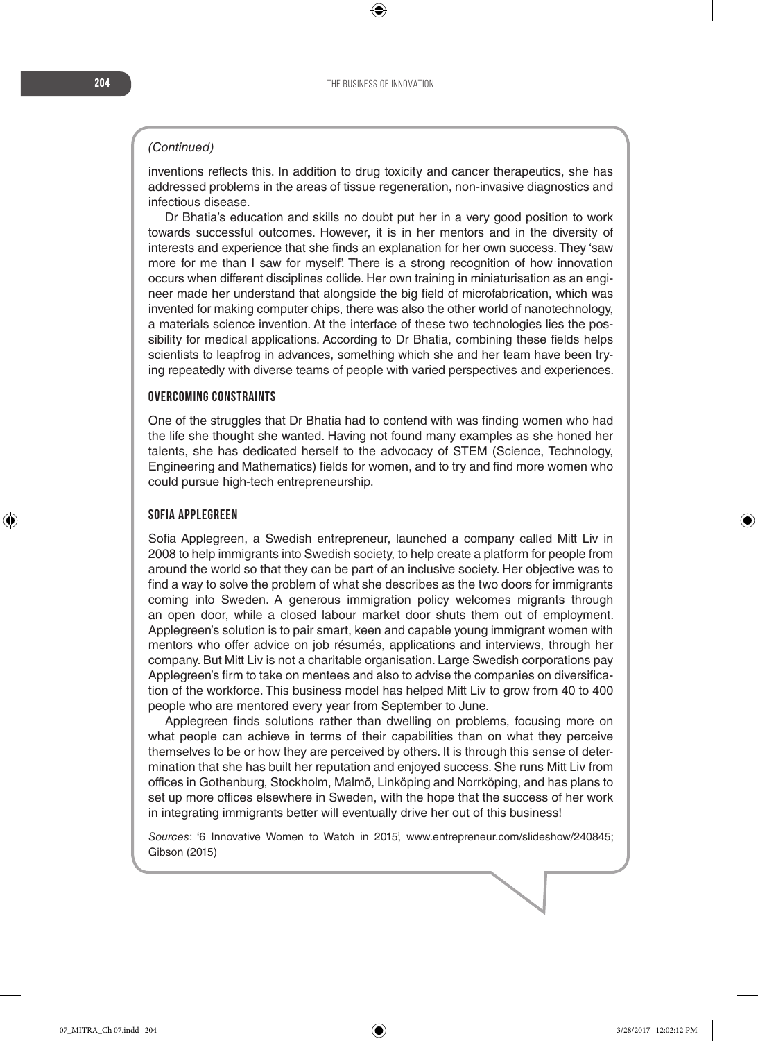*(Continued)*

inventions reflects this. In addition to drug toxicity and cancer therapeutics, she has addressed problems in the areas of tissue regeneration, non-invasive diagnostics and infectious disease.

Dr Bhatia's education and skills no doubt put her in a very good position to work towards successful outcomes. However, it is in her mentors and in the diversity of interests and experience that she finds an explanation for her own success. They 'saw more for me than I saw for myself'. There is a strong recognition of how innovation occurs when different disciplines collide. Her own training in miniaturisation as an engineer made her understand that alongside the big field of microfabrication, which was invented for making computer chips, there was also the other world of nanotechnology, a materials science invention. At the interface of these two technologies lies the possibility for medical applications. According to Dr Bhatia, combining these fields helps scientists to leapfrog in advances, something which she and her team have been trying repeatedly with diverse teams of people with varied perspectives and experiences.

### OVERCOMING CONSTRAINTS

One of the struggles that Dr Bhatia had to contend with was finding women who had the life she thought she wanted. Having not found many examples as she honed her talents, she has dedicated herself to the advocacy of STEM (Science, Technology, Engineering and Mathematics) fields for women, and to try and find more women who could pursue high-tech entrepreneurship.

### SOFIA APPLEGREEN

Sofia Applegreen, a Swedish entrepreneur, launched a company called Mitt Liv in 2008 to help immigrants into Swedish society, to help create a platform for people from around the world so that they can be part of an inclusive society. Her objective was to find a way to solve the problem of what she describes as the two doors for immigrants coming into Sweden. A generous immigration policy welcomes migrants through an open door, while a closed labour market door shuts them out of employment. Applegreen's solution is to pair smart, keen and capable young immigrant women with mentors who offer advice on job résumés, applications and interviews, through her company. But Mitt Liv is not a charitable organisation. Large Swedish corporations pay Applegreen's firm to take on mentees and also to advise the companies on diversification of the workforce. This business model has helped Mitt Liv to grow from 40 to 400 people who are mentored every year from September to June.

Applegreen finds solutions rather than dwelling on problems, focusing more on what people can achieve in terms of their capabilities than on what they perceive themselves to be or how they are perceived by others. It is through this sense of determination that she has built her reputation and enjoyed success. She runs Mitt Liv from offices in Gothenburg, Stockholm, Malmö, Linköping and Norrköping, and has plans to set up more offices elsewhere in Sweden, with the hope that the success of her work in integrating immigrants better will eventually drive her out of this business!

*Sources*: '6 Innovative Women to Watch in 2015', www.entrepreneur.com/slideshow/240845; Gibson (2015)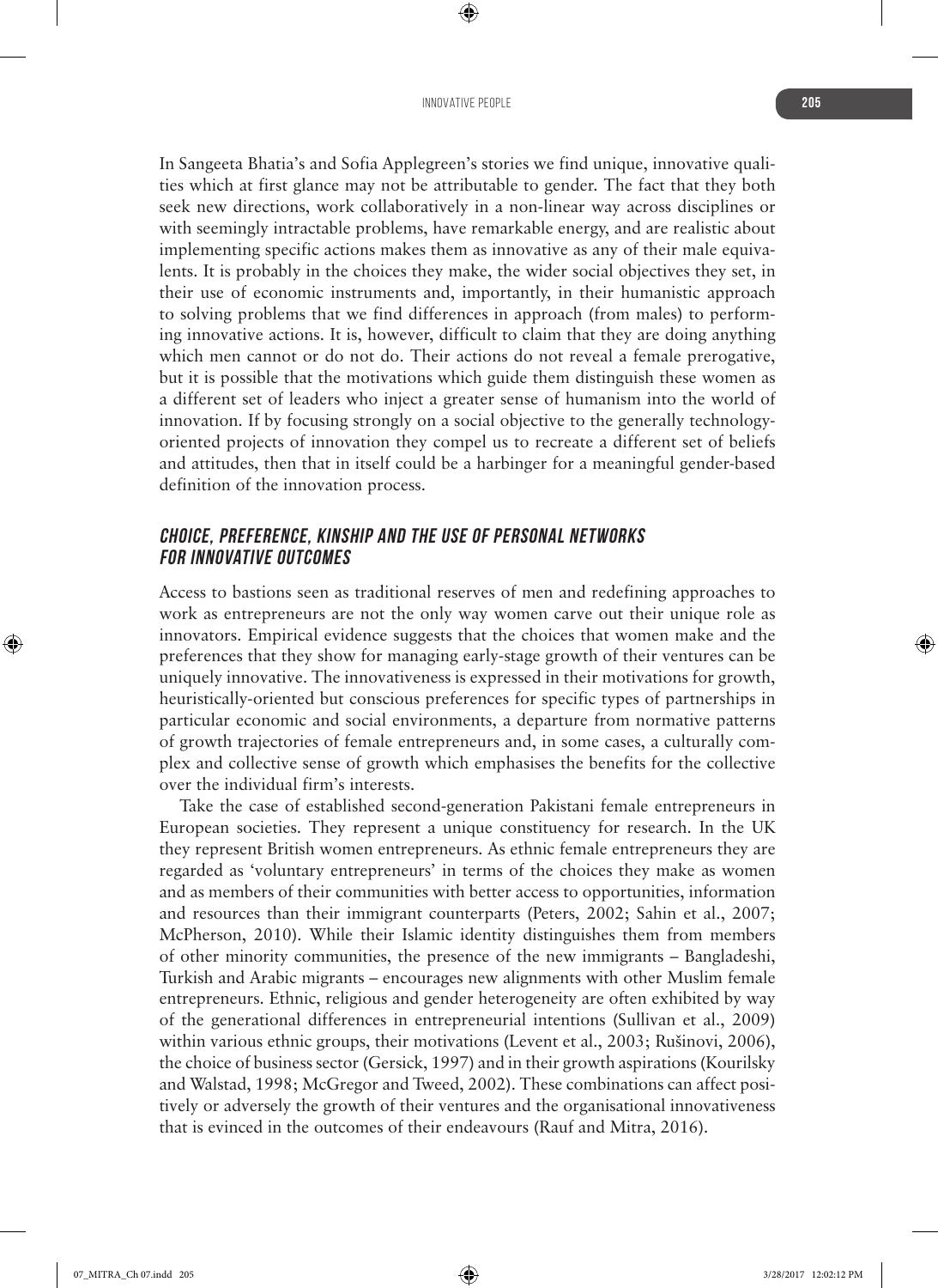In Sangeeta Bhatia's and Sofia Applegreen's stories we find unique, innovative qualities which at first glance may not be attributable to gender. The fact that they both seek new directions, work collaboratively in a non-linear way across disciplines or with seemingly intractable problems, have remarkable energy, and are realistic about implementing specific actions makes them as innovative as any of their male equivalents. It is probably in the choices they make, the wider social objectives they set, in their use of economic instruments and, importantly, in their humanistic approach to solving problems that we find differences in approach (from males) to performing innovative actions. It is, however, difficult to claim that they are doing anything which men cannot or do not do. Their actions do not reveal a female prerogative, but it is possible that the motivations which guide them distinguish these women as a different set of leaders who inject a greater sense of humanism into the world of innovation. If by focusing strongly on a social objective to the generally technology-oriented projects of innovation they compel us to recreate a different set of beliefs and attitudes, then that in itself could be a harbinger for a meaningful gender-based definition of the innovation process.

### *Choice, preference, kinship and the use of personal networks for innovative outcomes*

Access to bastions seen as traditional reserves of men and redefining approaches to work as entrepreneurs are not the only way women carve out their unique role as innovators. Empirical evidence suggests that the choices that women make and the preferences that they show for managing early-stage growth of their ventures can be uniquely innovative. The innovativeness is expressed in their motivations for growth, heuristically-oriented but conscious preferences for specific types of partnerships in particular economic and social environments, a departure from normative patterns of growth trajectories of female entrepreneurs and, in some cases, a culturally complex and collective sense of growth which emphasises the benefits for the collective over the individual firm's interests.

Take the case of established second-generation Pakistani female entrepreneurs in European societies. They represent a unique constituency for research. In the UK they represent British women entrepreneurs. As ethnic female entrepreneurs they are regarded as 'voluntary entrepreneurs' in terms of the choices they make as women and as members of their communities with better access to opportunities, information and resources than their immigrant counterparts (Peters, 2002; Sahin et al., 2007; McPherson, 2010). While their Islamic identity distinguishes them from members of other minority communities, the presence of the new immigrants – Bangladeshi, Turkish and Arabic migrants – encourages new alignments with other Muslim female entrepreneurs. Ethnic, religious and gender heterogeneity are often exhibited by way of the generational differences in entrepreneurial intentions (Sullivan et al., 2009) within various ethnic groups, their motivations (Levent et al., 2003; Rušinovi, 2006), the choice of business sector (Gersick, 1997) and in their growth aspirations (Kourilsky and Walstad, 1998; McGregor and Tweed, 2002). These combinations can affect positively or adversely the growth of their ventures and the organisational innovativeness that is evinced in the outcomes of their endeavours (Rauf and Mitra, 2016).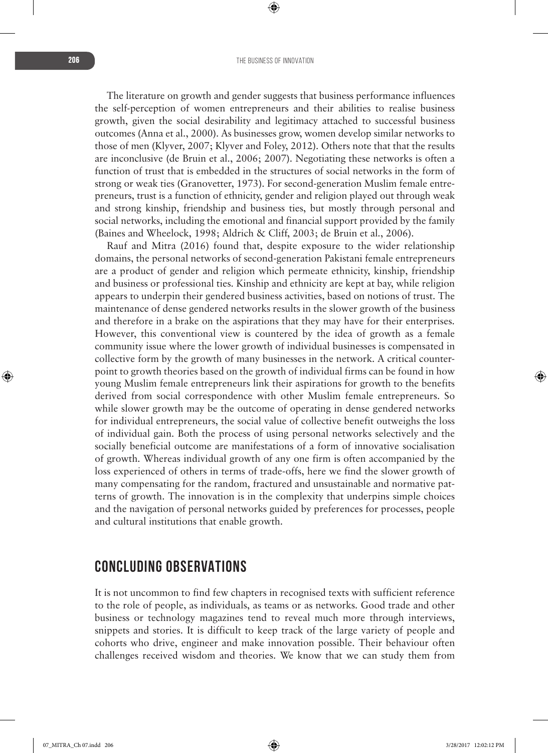The literature on growth and gender suggests that business performance influences the self-perception of women entrepreneurs and their abilities to realise business growth, given the social desirability and legitimacy attached to successful business outcomes (Anna et al., 2000). As businesses grow, women develop similar networks to those of men (Klyver, 2007; Klyver and Foley, 2012). Others note that that the results are inconclusive (de Bruin et al., 2006; 2007). Negotiating these networks is often a function of trust that is embedded in the structures of social networks in the form of strong or weak ties (Granovetter, 1973). For second-generation Muslim female entrepreneurs, trust is a function of ethnicity, gender and religion played out through weak and strong kinship, friendship and business ties, but mostly through personal and social networks, including the emotional and financial support provided by the family (Baines and Wheelock, 1998; Aldrich & Cliff, 2003; de Bruin et al., 2006).

Rauf and Mitra (2016) found that, despite exposure to the wider relationship domains, the personal networks of second-generation Pakistani female entrepreneurs are a product of gender and religion which permeate ethnicity, kinship, friendship and business or professional ties. Kinship and ethnicity are kept at bay, while religion appears to underpin their gendered business activities, based on notions of trust. The maintenance of dense gendered networks results in the slower growth of the business and therefore in a brake on the aspirations that they may have for their enterprises. However, this conventional view is countered by the idea of growth as a female community issue where the lower growth of individual businesses is compensated in collective form by the growth of many businesses in the network. A critical counterpoint to growth theories based on the growth of individual firms can be found in how young Muslim female entrepreneurs link their aspirations for growth to the benefits derived from social correspondence with other Muslim female entrepreneurs. So while slower growth may be the outcome of operating in dense gendered networks for individual entrepreneurs, the social value of collective benefit outweighs the loss of individual gain. Both the process of using personal networks selectively and the socially beneficial outcome are manifestations of a form of innovative socialisation of growth. Whereas individual growth of any one firm is often accompanied by the loss experienced of others in terms of trade-offs, here we find the slower growth of many compensating for the random, fractured and unsustainable and normative patterns of growth. The innovation is in the complexity that underpins simple choices and the navigation of personal networks guided by preferences for processes, people and cultural institutions that enable growth.

## CONCLUDING OBSERVATIONS

It is not uncommon to find few chapters in recognised texts with sufficient reference to the role of people, as individuals, as teams or as networks. Good trade and other business or technology magazines tend to reveal much more through interviews, snippets and stories. It is difficult to keep track of the large variety of people and cohorts who drive, engineer and make innovation possible. Their behaviour often challenges received wisdom and theories. We know that we can study them from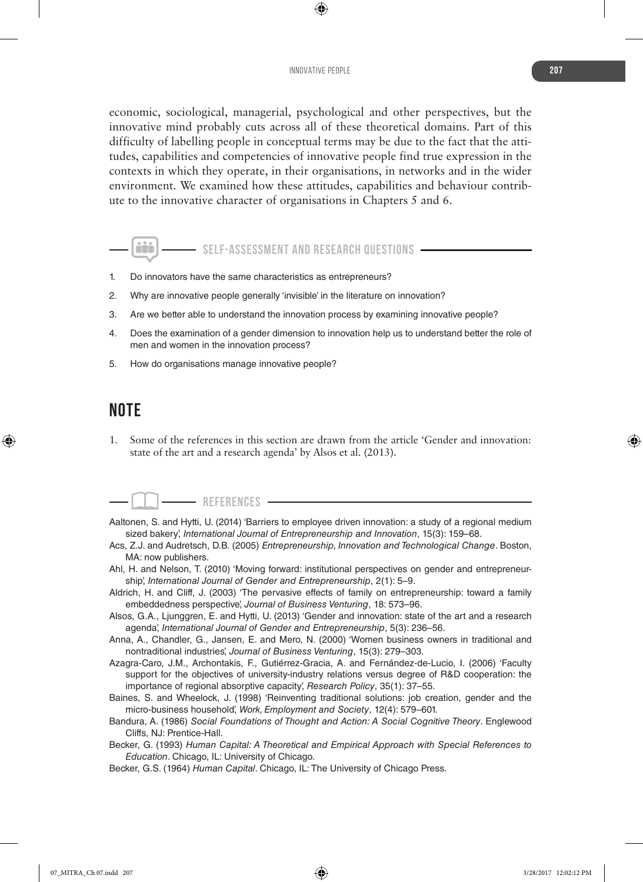economic, sociological, managerial, psychological and other perspectives, but the innovative mind probably cuts across all of these theoretical domains. Part of this difficulty of labelling people in conceptual terms may be due to the fact that the attitudes, capabilities and competencies of innovative people find true expression in the contexts in which they operate, in their organisations, in networks and in the wider environment. We examined how these attitudes, capabilities and behaviour contribute to the innovative character of organisations in Chapters 5 and 6.

## SELF-ASSESSMENT AND RESEARCH QUESTIONS

1. Do innovators have the same characteristics as entrepreneurs?
2. Why are innovative people generally 'invisible' in the literature on innovation?
3. Are we better able to understand the innovation process by examining innovative people?
4. Does the examination of a gender dimension to innovation help us to understand better the role of men and women in the innovation process?
5. How do organisations manage innovative people?

# NOTE

1. Some of the references in this section are drawn from the article 'Gender and innovation: state of the art and a research agenda' by Alsos et al. (2013).

## REFERENCES

Aaltonen, S. and Hytti, U. (2014) 'Barriers to employee driven innovation: a study of a regional medium sized bakery', *International Journal of Entrepreneurship and Innovation*, 15(3): 159–68.

Acs, Z.J. and Audretsch, D.B. (2005) *Entrepreneurship, Innovation and Technological Change*. Boston, MA: now publishers.

Ahl, H. and Nelson, T. (2010) 'Moving forward: institutional perspectives on gender and entrepreneurship', *International Journal of Gender and Entrepreneurship*, 2(1): 5–9.

Aldrich, H. and Cliff, J. (2003) 'The pervasive effects of family on entrepreneurship: toward a family embeddedness perspective', *Journal of Business Venturing*, 18: 573–96.

Alsos, G.A., Ljunggren, E. and Hytti, U. (2013) 'Gender and innovation: state of the art and a research agenda', *International Journal of Gender and Entrepreneurship*, 5(3): 236–56.

Anna, A., Chandler, G., Jansen, E. and Mero, N. (2000) 'Women business owners in traditional and nontraditional industries', *Journal of Business Venturing*, 15(3): 279–303.

Azagra-Caro, J.M., Archontakis, F., Gutiérrez-Gracia, A. and Fernández-de-Lucio, I. (2006) 'Faculty support for the objectives of university-industry relations versus degree of R&D cooperation: the importance of regional absorptive capacity', *Research Policy*, 35(1): 37–55.

Baines, S. and Wheelock, J. (1998) 'Reinventing traditional solutions: job creation, gender and the micro-business household', *Work, Employment and Society*, 12(4): 579–601.

Bandura, A. (1986) *Social Foundations of Thought and Action: A Social Cognitive Theory*. Englewood Cliffs, NJ: Prentice-Hall.

Becker, G. (1993) *Human Capital: A Theoretical and Empirical Approach with Special References to Education*. Chicago, IL: University of Chicago.

Becker, G.S. (1964) *Human Capital*. Chicago, IL: The University of Chicago Press.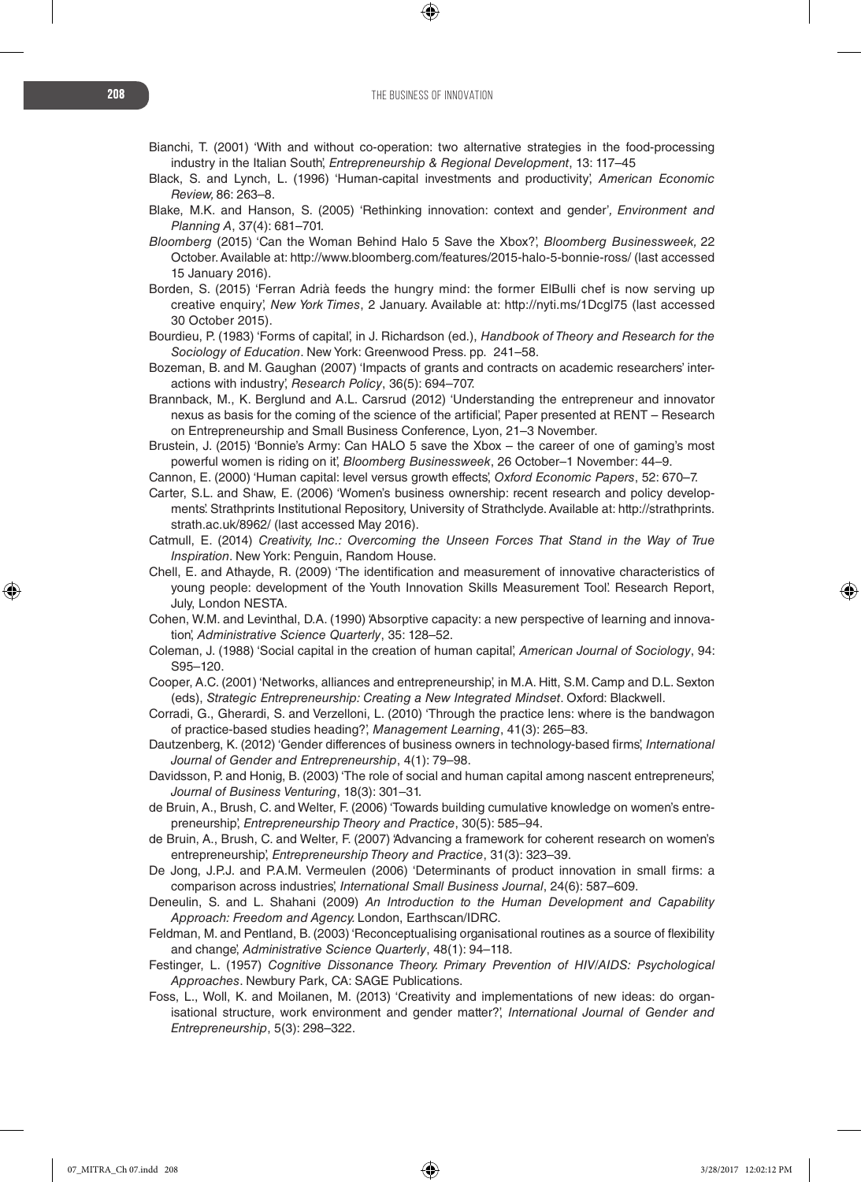Bianchi, T. (2001) 'With and without co-operation: two alternative strategies in the food-processing industry in the Italian South', *Entrepreneurship & Regional Development*, 13: 117–45

Black, S. and Lynch, L. (1996) 'Human-capital investments and productivity', *American Economic Review*, 86: 263–8.

Blake, M.K. and Hanson, S. (2005) 'Rethinking innovation: context and gender', *Environment and Planning A*, 37(4): 681–701.

*Bloomberg* (2015) 'Can the Woman Behind Halo 5 Save the Xbox?', *Bloomberg Businessweek*, 22 October. Available at: http://www.bloomberg.com/features/2015-halo-5-bonnie-ross/ (last accessed 15 January 2016).

Borden, S. (2015) 'Ferran Adrià feeds the hungry mind: the former ElBulli chef is now serving up creative enquiry', *New York Times*, 2 January. Available at: http://nyti.ms/1Dcgl75 (last accessed 30 October 2015).

Bourdieu, P. (1983) 'Forms of capital', in J. Richardson (ed.), *Handbook of Theory and Research for the Sociology of Education*. New York: Greenwood Press. pp. 241–58.

Bozeman, B. and M. Gaughan (2007) 'Impacts of grants and contracts on academic researchers' interactions with industry', *Research Policy*, 36(5): 694–707.

Brannback, M., K. Berglund and A.L. Carsrud (2012) 'Understanding the entrepreneur and innovator nexus as basis for the coming of the science of the artificial', Paper presented at RENT – Research on Entrepreneurship and Small Business Conference, Lyon, 21–3 November.

Brustein, J. (2015) 'Bonnie's Army: Can HALO 5 save the Xbox – the career of one of gaming's most powerful women is riding on it', *Bloomberg Businessweek*, 26 October–1 November: 44–9.

Cannon, E. (2000) 'Human capital: level versus growth effects', *Oxford Economic Papers*, 52: 670–7.

Carter, S.L. and Shaw, E. (2006) 'Women's business ownership: recent research and policy developments'. Strathprints Institutional Repository, University of Strathclyde. Available at: http://strathprints.strath.ac.uk/8962/ (last accessed May 2016).

Catmull, E. (2014) *Creativity, Inc.: Overcoming the Unseen Forces That Stand in the Way of True Inspiration*. New York: Penguin, Random House.

Chell, E. and Athayde, R. (2009) 'The identification and measurement of innovative characteristics of young people: development of the Youth Innovation Skills Measurement Tool'. Research Report, July, London NESTA.

Cohen, W.M. and Levinthal, D.A. (1990) 'Absorptive capacity: a new perspective of learning and innovation', *Administrative Science Quarterly*, 35: 128–52.

Coleman, J. (1988) 'Social capital in the creation of human capital', *American Journal of Sociology*, 94: S95–120.

Cooper, A.C. (2001) 'Networks, alliances and entrepreneurship', in M.A. Hitt, S.M. Camp and D.L. Sexton (eds), *Strategic Entrepreneurship: Creating a New Integrated Mindset*. Oxford: Blackwell.

Corradi, G., Gherardi, S. and Verzelloni, L. (2010) 'Through the practice lens: where is the bandwagon of practice-based studies heading?', *Management Learning*, 41(3): 265–83.

Dautzenberg, K. (2012) 'Gender differences of business owners in technology-based firms', *International Journal of Gender and Entrepreneurship*, 4(1): 79–98.

Davidsson, P. and Honig, B. (2003) 'The role of social and human capital among nascent entrepreneurs', *Journal of Business Venturing*, 18(3): 301–31.

de Bruin, A., Brush, C. and Welter, F. (2006) 'Towards building cumulative knowledge on women's entrepreneurship', *Entrepreneurship Theory and Practice*, 30(5): 585–94.

de Bruin, A., Brush, C. and Welter, F. (2007) 'Advancing a framework for coherent research on women's entrepreneurship', *Entrepreneurship Theory and Practice*, 31(3): 323–39.

De Jong, J.P.J. and P.A.M. Vermeulen (2006) 'Determinants of product innovation in small firms: a comparison across industries', *International Small Business Journal*, 24(6): 587–609.

Deneulin, S. and L. Shahani (2009) *An Introduction to the Human Development and Capability Approach: Freedom and Agency*. London, Earthscan/IDRC.

Feldman, M. and Pentland, B. (2003) 'Reconceptualising organisational routines as a source of flexibility and change', *Administrative Science Quarterly*, 48(1): 94–118.

Festinger, L. (1957) *Cognitive Dissonance Theory. Primary Prevention of HIV/AIDS: Psychological Approaches*. Newbury Park, CA: SAGE Publications.

Foss, L., Woll, K. and Moilanen, M. (2013) 'Creativity and implementations of new ideas: do organisational structure, work environment and gender matter?', *International Journal of Gender and Entrepreneurship*, 5(3): 298–322.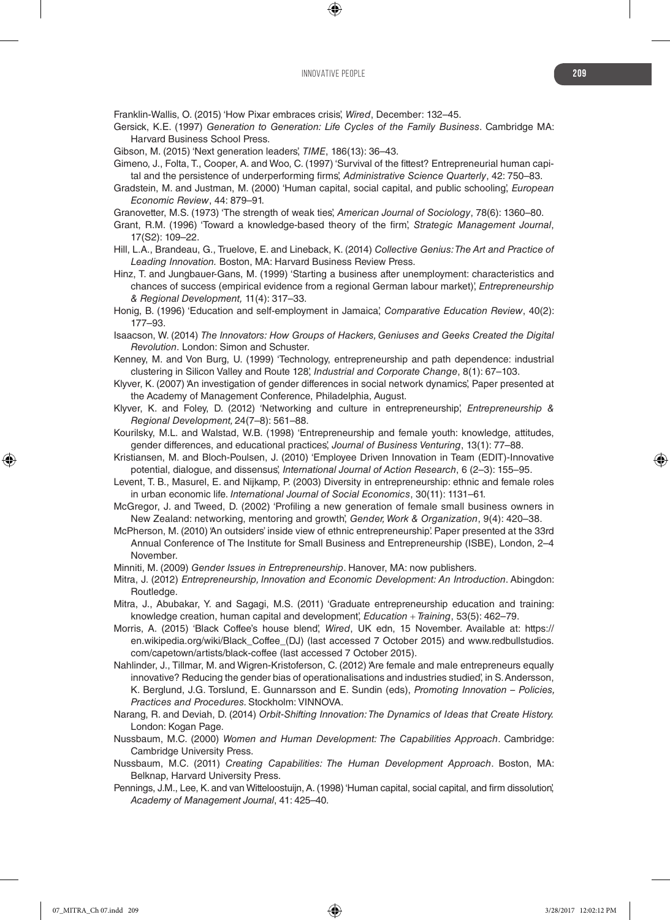Franklin-Wallis, O. (2015) 'How Pixar embraces crisis', *Wired*, December: 132–45.

Gersick, K.E. (1997) *Generation to Generation: Life Cycles of the Family Business*. Cambridge MA: Harvard Business School Press.

Gibson, M. (2015) 'Next generation leaders', *TIME*, 186(13): 36–43.

Gimeno, J., Folta, T., Cooper, A. and Woo, C. (1997) 'Survival of the fittest? Entrepreneurial human capital and the persistence of underperforming firms', *Administrative Science Quarterly*, 42: 750–83.

Gradstein, M. and Justman, M. (2000) 'Human capital, social capital, and public schooling', *European Economic Review*, 44: 879–91.

Granovetter, M.S. (1973) 'The strength of weak ties', *American Journal of Sociology*, 78(6): 1360–80.

Grant, R.M. (1996) 'Toward a knowledge-based theory of the firm', *Strategic Management Journal*, 17(S2): 109–22.

Hill, L.A., Brandeau, G., Truelove, E. and Lineback, K. (2014) *Collective Genius: The Art and Practice of Leading Innovation.* Boston, MA: Harvard Business Review Press.

Hinz, T. and Jungbauer-Gans, M. (1999) 'Starting a business after unemployment: characteristics and chances of success (empirical evidence from a regional German labour market)', *Entrepreneurship & Regional Development,* 11(4): 317–33.

Honig, B. (1996) 'Education and self-employment in Jamaica', *Comparative Education Review*, 40(2): 177–93.

Isaacson, W. (2014) *The Innovators: How Groups of Hackers, Geniuses and Geeks Created the Digital Revolution*. London: Simon and Schuster.

Kenney, M. and Von Burg, U. (1999) 'Technology, entrepreneurship and path dependence: industrial clustering in Silicon Valley and Route 128', *Industrial and Corporate Change*, 8(1): 67–103.

Klyver, K. (2007) 'An investigation of gender differences in social network dynamics', Paper presented at the Academy of Management Conference, Philadelphia, August.

Klyver, K. and Foley, D. (2012) 'Networking and culture in entrepreneurship', *Entrepreneurship & Regional Development,* 24(7–8): 561–88.

Kourilsky, M.L. and Walstad, W.B. (1998) 'Entrepreneurship and female youth: knowledge, attitudes, gender differences, and educational practices', *Journal of Business Venturing*, 13(1): 77–88.

Kristiansen, M. and Bloch-Poulsen, J. (2010) 'Employee Driven Innovation in Team (EDIT)-Innovative potential, dialogue, and dissensus', *International Journal of Action Research*, 6 (2–3): 155–95.

Levent, T. B., Masurel, E. and Nijkamp, P. (2003) Diversity in entrepreneurship: ethnic and female roles in urban economic life. *International Journal of Social Economics*, 30(11): 1131–61.

McGregor, J. and Tweed, D. (2002) 'Profiling a new generation of female small business owners in New Zealand: networking, mentoring and growth', *Gender, Work & Organization*, 9(4): 420–38.

McPherson, M. (2010) 'An outsiders' inside view of ethnic entrepreneurship'. Paper presented at the 33rd Annual Conference of The Institute for Small Business and Entrepreneurship (ISBE), London, 2–4 November.

Minniti, M. (2009) *Gender Issues in Entrepreneurship*. Hanover, MA: now publishers.

Mitra, J. (2012) *Entrepreneurship, Innovation and Economic Development: An Introduction*. Abingdon: Routledge.

Mitra, J., Abubakar, Y. and Sagagi, M.S. (2011) 'Graduate entrepreneurship education and training: knowledge creation, human capital and development', *Education + Training*, 53(5): 462–79.

Morris, A. (2015) 'Black Coffee's house blend', *Wired*, UK edn, 15 November. Available at: https://en.wikipedia.org/wiki/Black_Coffee_(DJ) (last accessed 7 October 2015) and www.redbullstudios.com/capetown/artists/black-coffee (last accessed 7 October 2015).

Nahlinder, J., Tillmar, M. and Wigren-Kristoferson, C. (2012) 'Are female and male entrepreneurs equally innovative? Reducing the gender bias of operationalisations and industries studied', in S. Andersson, K. Berglund, J.G. Torslund, E. Gunnarsson and E. Sundin (eds), *Promoting Innovation – Policies, Practices and Procedures*. Stockholm: VINNOVA.

Narang, R. and Deviah, D. (2014) *Orbit-Shifting Innovation: The Dynamics of Ideas that Create History.* London: Kogan Page.

Nussbaum, M.C. (2000) *Women and Human Development: The Capabilities Approach*. Cambridge: Cambridge University Press.

Nussbaum, M.C. (2011) *Creating Capabilities: The Human Development Approach*. Boston, MA: Belknap, Harvard University Press.

Pennings, J.M., Lee, K. and van Witteloostuijn, A. (1998) 'Human capital, social capital, and firm dissolution', *Academy of Management Journal*, 41: 425–40.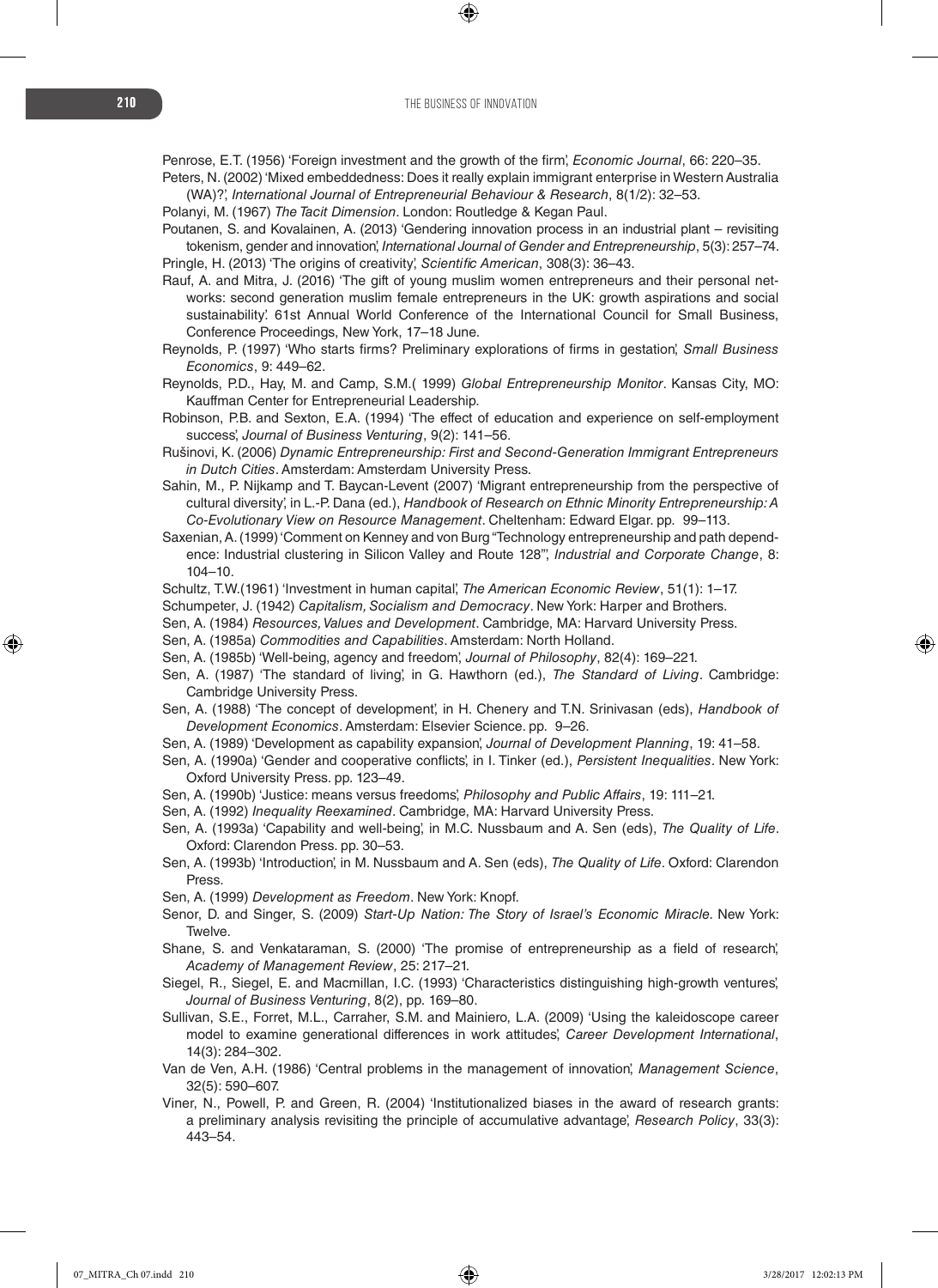Penrose, E.T. (1956) 'Foreign investment and the growth of the firm', *Economic Journal*, 66: 220–35.

Peters, N. (2002) 'Mixed embeddedness: Does it really explain immigrant enterprise in Western Australia (WA)?', *International Journal of Entrepreneurial Behaviour & Research*, 8(1/2): 32–53.

Polanyi, M. (1967) *The Tacit Dimension*. London: Routledge & Kegan Paul.

Poutanen, S. and Kovalainen, A. (2013) 'Gendering innovation process in an industrial plant – revisiting tokenism, gender and innovation', *International Journal of Gender and Entrepreneurship*, 5(3): 257–74.

Pringle, H. (2013) 'The origins of creativity', *Scientific American*, 308(3): 36–43.

Rauf, A. and Mitra, J. (2016) 'The gift of young muslim women entrepreneurs and their personal networks: second generation muslim female entrepreneurs in the UK: growth aspirations and social sustainability'. 61st Annual World Conference of the International Council for Small Business, Conference Proceedings, New York, 17–18 June.

Reynolds, P. (1997) 'Who starts firms? Preliminary explorations of firms in gestation', *Small Business Economics*, 9: 449–62.

Reynolds, P.D., Hay, M. and Camp, S.M.( 1999) *Global Entrepreneurship Monitor*. Kansas City, MO: Kauffman Center for Entrepreneurial Leadership.

Robinson, P.B. and Sexton, E.A. (1994) 'The effect of education and experience on self-employment success', *Journal of Business Venturing*, 9(2): 141–56.

Rušinovi, K. (2006) *Dynamic Entrepreneurship: First and Second-Generation Immigrant Entrepreneurs in Dutch Cities*. Amsterdam: Amsterdam University Press.

Sahin, M., P. Nijkamp and T. Baycan-Levent (2007) 'Migrant entrepreneurship from the perspective of cultural diversity', in L.-P. Dana (ed.), *Handbook of Research on Ethnic Minority Entrepreneurship: A Co-Evolutionary View on Resource Management*. Cheltenham: Edward Elgar. pp. 99–113.

Saxenian, A. (1999) 'Comment on Kenney and von Burg "Technology entrepreneurship and path dependence: Industrial clustering in Silicon Valley and Route 128"', *Industrial and Corporate Change*, 8: 104–10.

Schultz, T.W.(1961) 'Investment in human capital', *The American Economic Review*, 51(1): 1–17.

Schumpeter, J. (1942) *Capitalism, Socialism and Democracy*. New York: Harper and Brothers.

Sen, A. (1984) *Resources, Values and Development*. Cambridge, MA: Harvard University Press.

Sen, A. (1985a) *Commodities and Capabilities*. Amsterdam: North Holland.

Sen, A. (1985b) 'Well-being, agency and freedom', *Journal of Philosophy*, 82(4): 169–221.

Sen, A. (1987) 'The standard of living', in G. Hawthorn (ed.), *The Standard of Living*. Cambridge: Cambridge University Press.

Sen, A. (1988) 'The concept of development', in H. Chenery and T.N. Srinivasan (eds), *Handbook of Development Economics*. Amsterdam: Elsevier Science. pp. 9–26.

Sen, A. (1989) 'Development as capability expansion', *Journal of Development Planning*, 19: 41–58.

Sen, A. (1990a) 'Gender and cooperative conflicts', in I. Tinker (ed.), *Persistent Inequalities*. New York: Oxford University Press. pp. 123–49.

Sen, A. (1990b) 'Justice: means versus freedoms', *Philosophy and Public Affairs*, 19: 111–21.

Sen, A. (1992) *Inequality Reexamined*. Cambridge, MA: Harvard University Press.

Sen, A. (1993a) 'Capability and well-being', in M.C. Nussbaum and A. Sen (eds), *The Quality of Life*. Oxford: Clarendon Press. pp. 30–53.

Sen, A. (1993b) 'Introduction', in M. Nussbaum and A. Sen (eds), *The Quality of Life*. Oxford: Clarendon Press.

Sen, A. (1999) *Development as Freedom*. New York: Knopf.

Senor, D. and Singer, S. (2009) *Start-Up Nation: The Story of Israel's Economic Miracle.* New York: Twelve.

Shane, S. and Venkataraman, S. (2000) 'The promise of entrepreneurship as a field of research', *Academy of Management Review*, 25: 217–21.

Siegel, R., Siegel, E. and Macmillan, I.C. (1993) 'Characteristics distinguishing high-growth ventures', *Journal of Business Venturing*, 8(2), pp. 169–80.

Sullivan, S.E., Forret, M.L., Carraher, S.M. and Mainiero, L.A. (2009) 'Using the kaleidoscope career model to examine generational differences in work attitudes', *Career Development International*, 14(3): 284–302.

Van de Ven, A.H. (1986) 'Central problems in the management of innovation', *Management Science*, 32(5): 590–607.

Viner, N., Powell, P. and Green, R. (2004) 'Institutionalized biases in the award of research grants: a preliminary analysis revisiting the principle of accumulative advantage', *Research Policy*, 33(3): 443–54.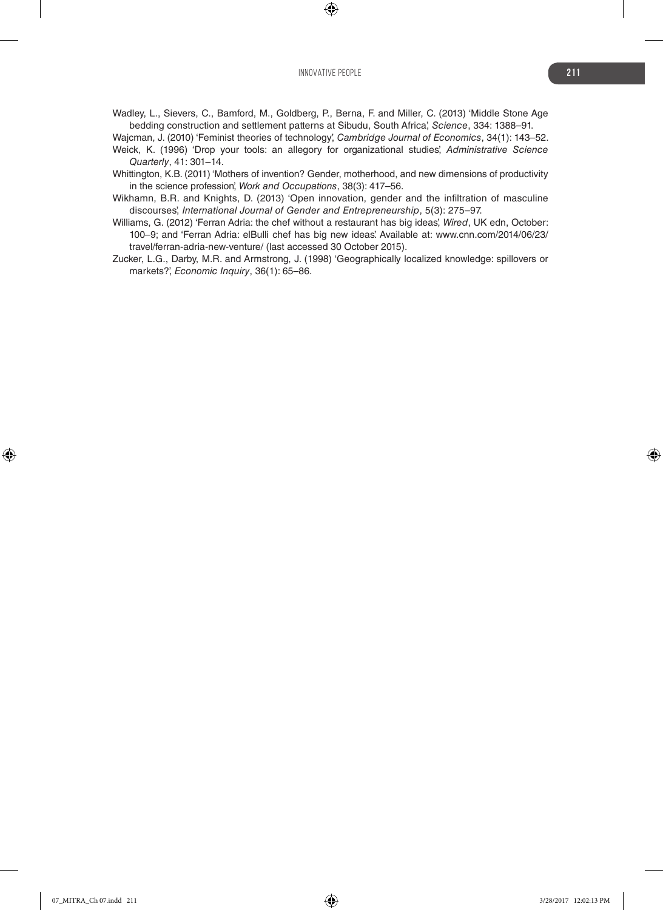Wadley, L., Sievers, C., Bamford, M., Goldberg, P., Berna, F. and Miller, C. (2013) 'Middle Stone Age bedding construction and settlement patterns at Sibudu, South Africa', *Science*, 334: 1388–91.

Wajcman, J. (2010) 'Feminist theories of technology', *Cambridge Journal of Economics*, 34(1): 143–52.

Weick, K. (1996) 'Drop your tools: an allegory for organizational studies', *Administrative Science Quarterly*, 41: 301–14.

Whittington, K.B. (2011) 'Mothers of invention? Gender, motherhood, and new dimensions of productivity in the science profession', *Work and Occupations*, 38(3): 417–56.

Wikhamn, B.R. and Knights, D. (2013) 'Open innovation, gender and the infiltration of masculine discourses', *International Journal of Gender and Entrepreneurship*, 5(3): 275–97.

Williams, G. (2012) 'Ferran Adria: the chef without a restaurant has big ideas', *Wired*, UK edn, October: 100–9; and 'Ferran Adria: elBulli chef has big new ideas'. Available at: www.cnn.com/2014/06/23/travel/ferran-adria-new-venture/ (last accessed 30 October 2015).

Zucker, L.G., Darby, M.R. and Armstrong, J. (1998) 'Geographically localized knowledge: spillovers or markets?', *Economic Inquiry*, 36(1): 65–86.